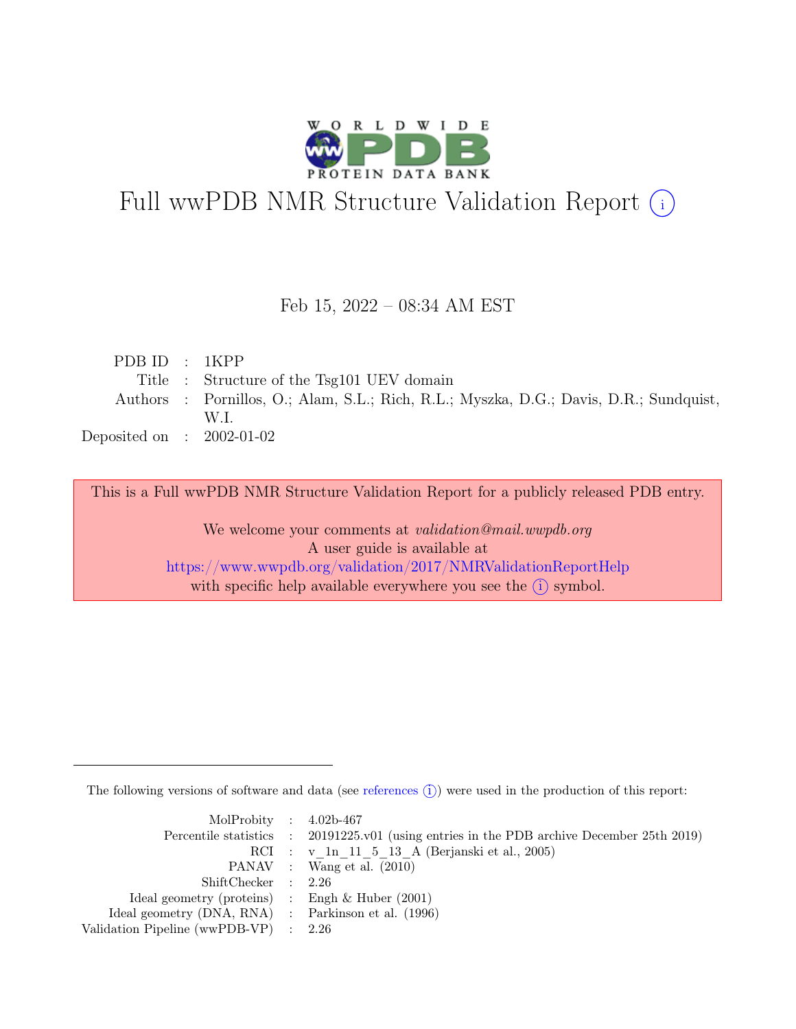# Full wwPDB NMR Structure Validation Report (i)

Feb 15, 2022 – 08:34 AM EST

| | | |
|---|---|---|
| PDB ID | : | 1KPP |
| Title | : | Structure of the Tsg101 UEV domain |
| Authors | : | Pornillos, O.; Alam, S.L.; Rich, R.L.; Myszka, D.G.; Davis, D.R.; Sundquist, W.I. |
| Deposited on | : | 2002-01-02 |

This is a Full wwPDB NMR Structure Validation Report for a publicly released PDB entry.

We welcome your comments at *validation@mail.wwpdb.org*
A user guide is available at
https://www.wwpdb.org/validation/2017/NMRValidationReportHelp
with specific help available everywhere you see the (i) symbol.

---

The following versions of software and data (see references (i)) were used in the production of this report:

| | | |
|---|---|---|
| MolProbity | : | 4.02b-467 |
| Percentile statistics | : | 20191225.v01 (using entries in the PDB archive December 25th 2019) |
| RCI | : | v_1n_11_5_13_A (Berjanski et al., 2005) |
| PANAV | : | Wang et al. (2010) |
| ShiftChecker | : | 2.26 |
| Ideal geometry (proteins) | : | Engh & Huber (2001) |
| Ideal geometry (DNA, RNA) | : | Parkinson et al. (1996) |
| Validation Pipeline (wwPDB-VP) | : | 2.26 |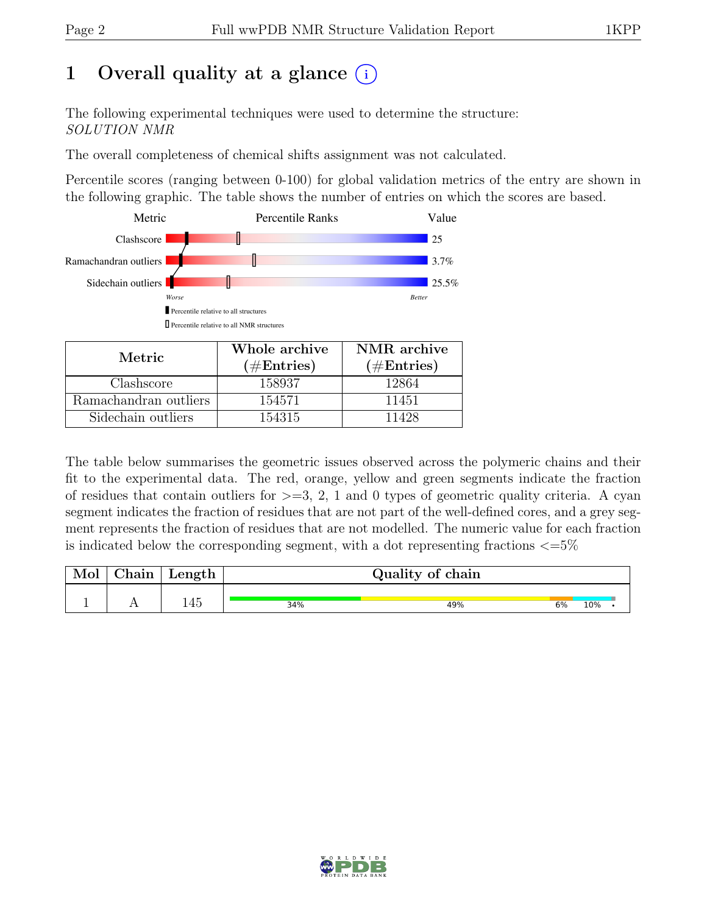# 1 Overall quality at a glance (i)

The following experimental techniques were used to determine the structure:
*SOLUTION NMR*

The overall completeness of chemical shifts assignment was not calculated.

Percentile scores (ranging between 0-100) for global validation metrics of the entry are shown in the following graphic. The table shows the number of entries on which the scores are based.

| Metric | Value |
|---|---|
| Clashscore | 25 |
| Ramachandran outliers | 3.7% |
| Sidechain outliers | 25.5% |

Worse — Better

▮ Percentile relative to all structures

▯ Percentile relative to all NMR structures

| Metric | Whole archive (#Entries) | NMR archive (#Entries) |
|---|---|---|
| Clashscore | 158937 | 12864 |
| Ramachandran outliers | 154571 | 11451 |
| Sidechain outliers | 154315 | 11428 |

The table below summarises the geometric issues observed across the polymeric chains and their fit to the experimental data. The red, orange, yellow and green segments indicate the fraction of residues that contain outliers for >=3, 2, 1 and 0 types of geometric quality criteria. A cyan segment indicates the fraction of residues that are not part of the well-defined cores, and a grey segment represents the fraction of residues that are not modelled. The numeric value for each fraction is indicated below the corresponding segment, with a dot representing fractions <=5%

| Mol | Chain | Length | Quality of chain |
|---|---|---|---|
| 1 | A | 145 | 34% 49% 6% 10% • |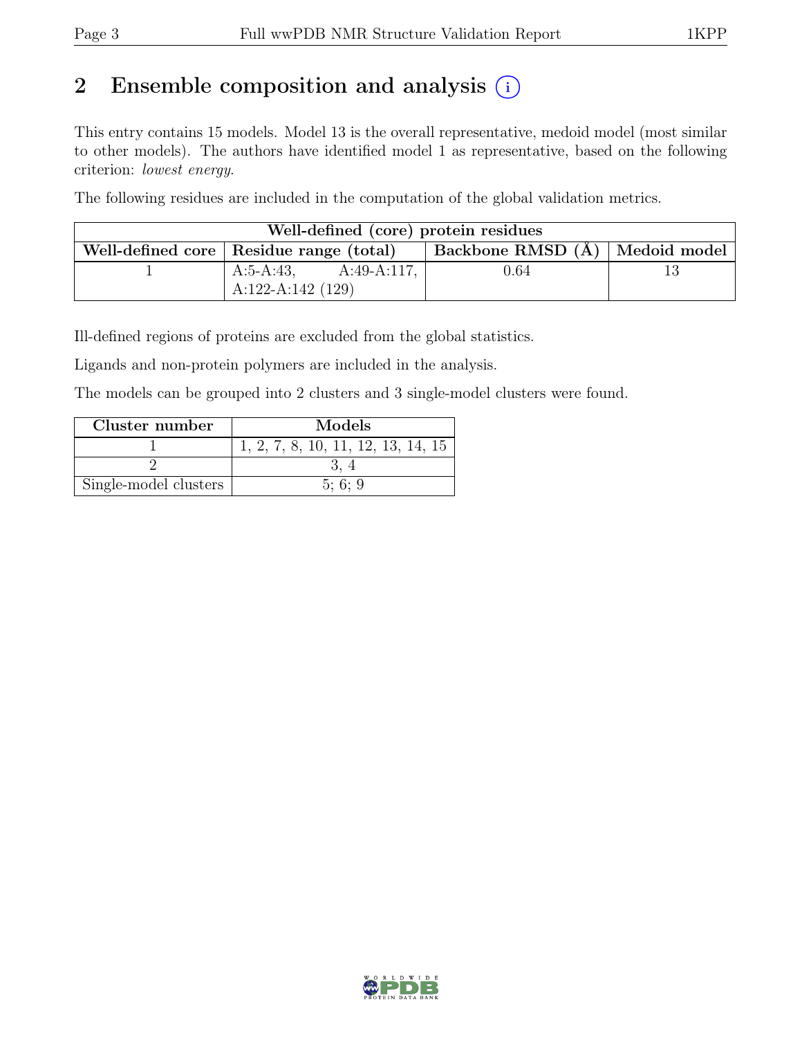## 2 Ensemble composition and analysis

This entry contains 15 models. Model 13 is the overall representative, medoid model (most similar to other models). The authors have identified model 1 as representative, based on the following criterion: *lowest energy*.

The following residues are included in the computation of the global validation metrics.

| Well-defined (core) protein residues | | | |
|---|---|---|---|
| Well-defined core | Residue range (total) | Backbone RMSD (Å) | Medoid model |
| 1 | A:5-A:43, A:49-A:117, A:122-A:142 (129) | 0.64 | 13 |

Ill-defined regions of proteins are excluded from the global statistics.

Ligands and non-protein polymers are included in the analysis.

The models can be grouped into 2 clusters and 3 single-model clusters were found.

| Cluster number | Models |
|---|---|
| 1 | 1, 2, 7, 8, 10, 11, 12, 13, 14, 15 |
| 2 | 3, 4 |
| Single-model clusters | 5; 6; 9 |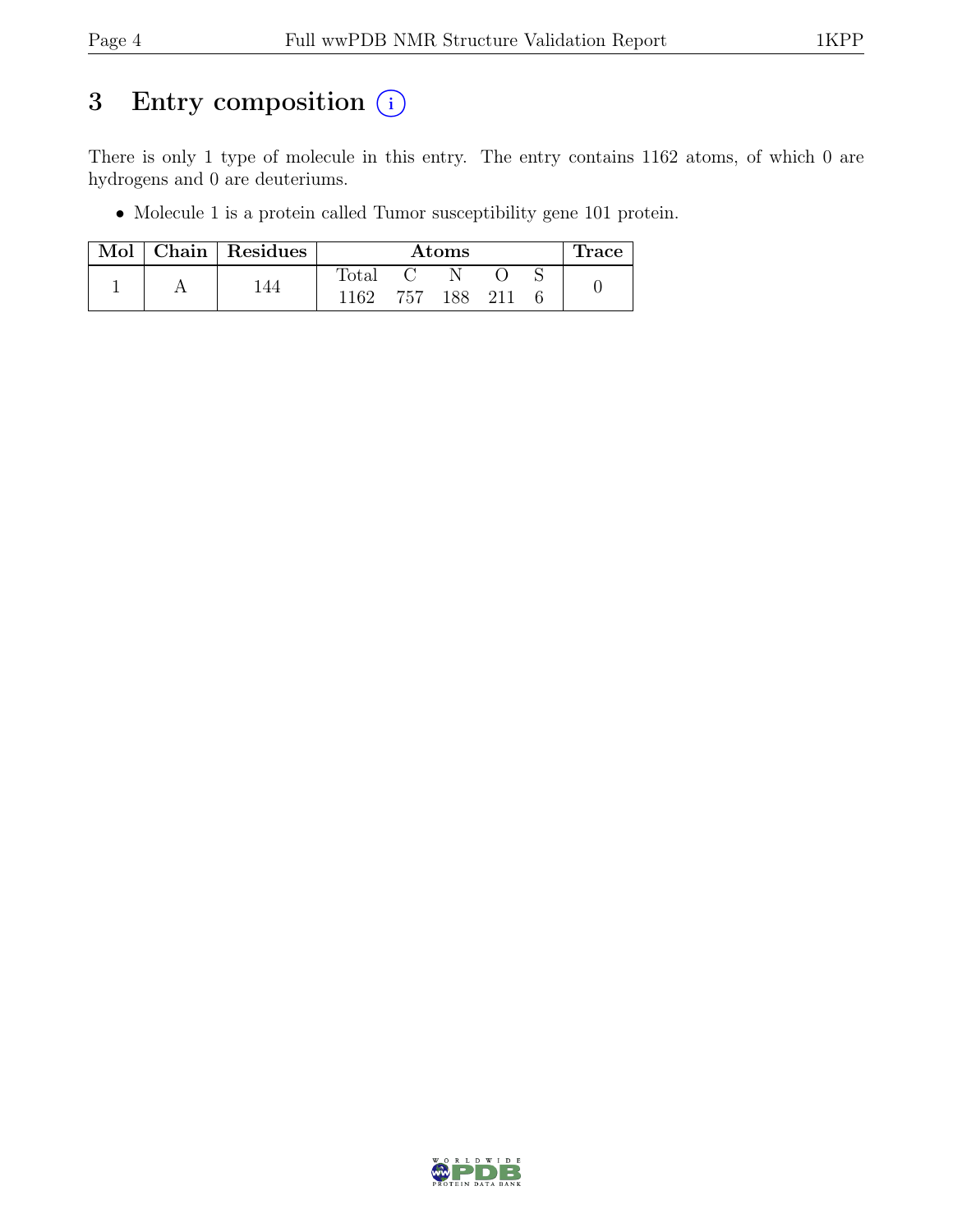# 3 Entry composition (i)

There is only 1 type of molecule in this entry. The entry contains 1162 atoms, of which 0 are hydrogens and 0 are deuteriums.

- Molecule 1 is a protein called Tumor susceptibility gene 101 protein.

| Mol | Chain | Residues | Atoms | | | | | Trace |
|---|---|---|---|---|---|---|---|---|
| | | | Total | C | N | O | S | |
| 1 | A | 144 | 1162 | 757 | 188 | 211 | 6 | 0 |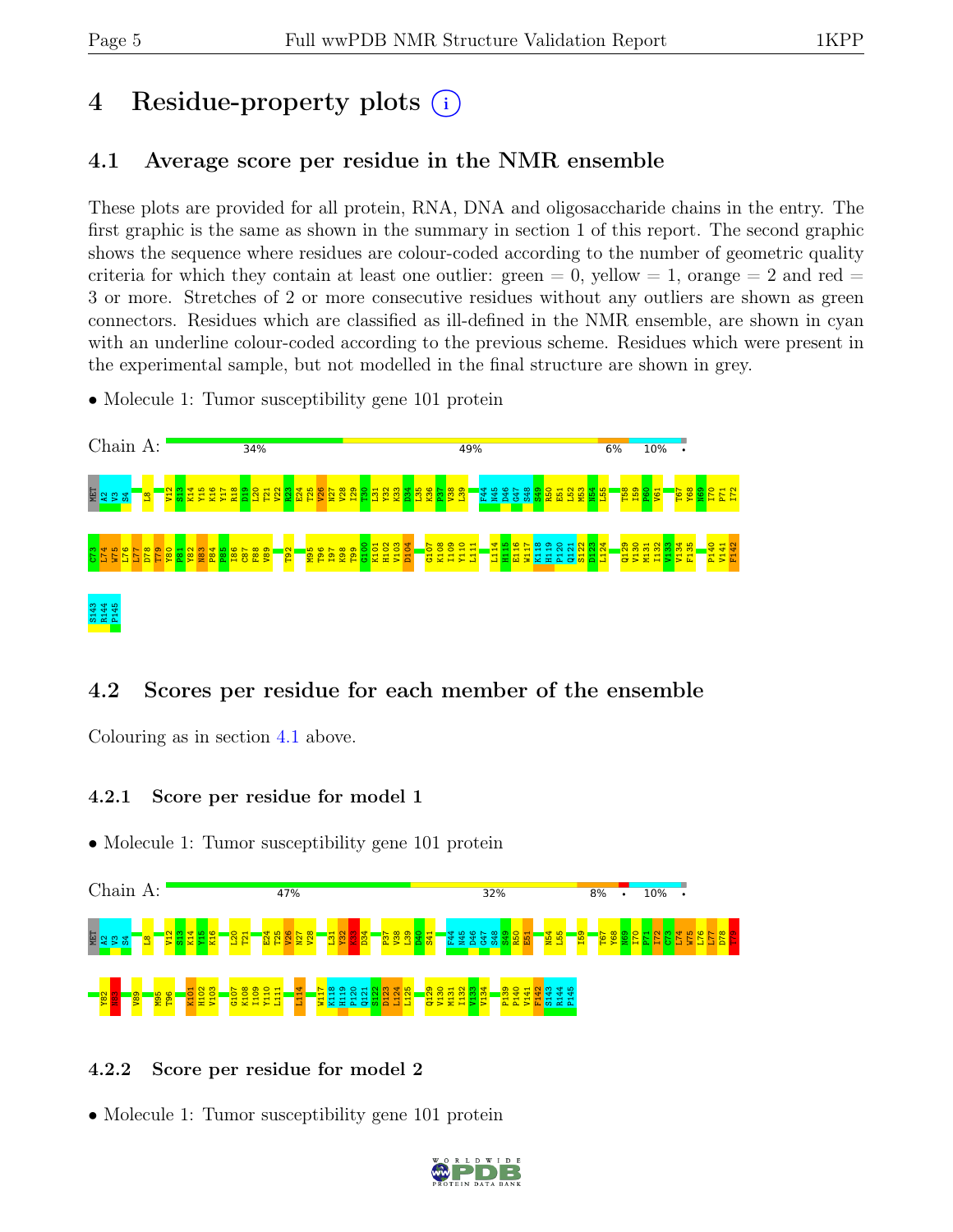# 4 Residue-property plots

## 4.1 Average score per residue in the NMR ensemble

These plots are provided for all protein, RNA, DNA and oligosaccharide chains in the entry. The first graphic is the same as shown in the summary in section 1 of this report. The second graphic shows the sequence where residues are colour-coded according to the number of geometric quality criteria for which they contain at least one outlier: green = 0, yellow = 1, orange = 2 and red = 3 or more. Stretches of 2 or more consecutive residues without any outliers are shown as green connectors. Residues which are classified as ill-defined in the NMR ensemble, are shown in cyan with an underline colour-coded according to the previous scheme. Residues which were present in the experimental sample, but not modelled in the final structure are shown in grey.

- Molecule 1: Tumor susceptibility gene 101 protein

Chain A: 34% | 49% | 6% | 10% | •

MET A2 V3 S4 L8 V12 S13 K14 Y15 K16 Y17 R18 D19 L20 T21 V22 R23 E24 T25 V26 N27 V28 I29 T30 L31 Y32 K33 D34 L35 K36 P37 V38 L39 F44 N45 D46 G47 S48 S49 R50 E51 L52 M53 N54 L55 T58 I59 P60 V61 T67 Y68 N69 I70 P71 I72 C73 L74 W75 L76 L77 D78 T79 Y80 P81 Y82 N83 P84 P85 I86 C87 F88 V89 T92 M95 T96 I97 K98 T99 G100 K101 H102 V103 D104 G107 K108 I109 Y110 L111 L114 H115 E116 W117 K118 H119 P120 Q121 S122 D123 L124 Q129 V130 M131 I132 V133 V134 F135 P140 V141 F142 S143 R144 P145

## 4.2 Scores per residue for each member of the ensemble

Colouring as in section 4.1 above.

### 4.2.1 Score per residue for model 1

- Molecule 1: Tumor susceptibility gene 101 protein

Chain A: 47% | 32% | 8% | • | 10% | •

MET A2 V3 S4 L8 V12 S13 K14 Y15 K16 L20 T21 E24 T25 V26 N27 V28 L31 Y32 K33 D34 P37 V38 L39 D40 S41 F44 N45 D46 G47 S48 S49 R50 E51 N54 L55 I59 T67 Y68 N69 I70 P71 I72 C73 L74 W75 L76 L77 D78 T79 Y82 N83 V89 M95 T96 K101 H102 V103 G107 K108 I109 Y110 L111 L114 W117 K118 H119 P120 Q121 S122 D123 L124 L125 Q129 V130 M131 I132 V133 V134 P139 P140 V141 F142 S143 R144 P145

### 4.2.2 Score per residue for model 2

- Molecule 1: Tumor susceptibility gene 101 protein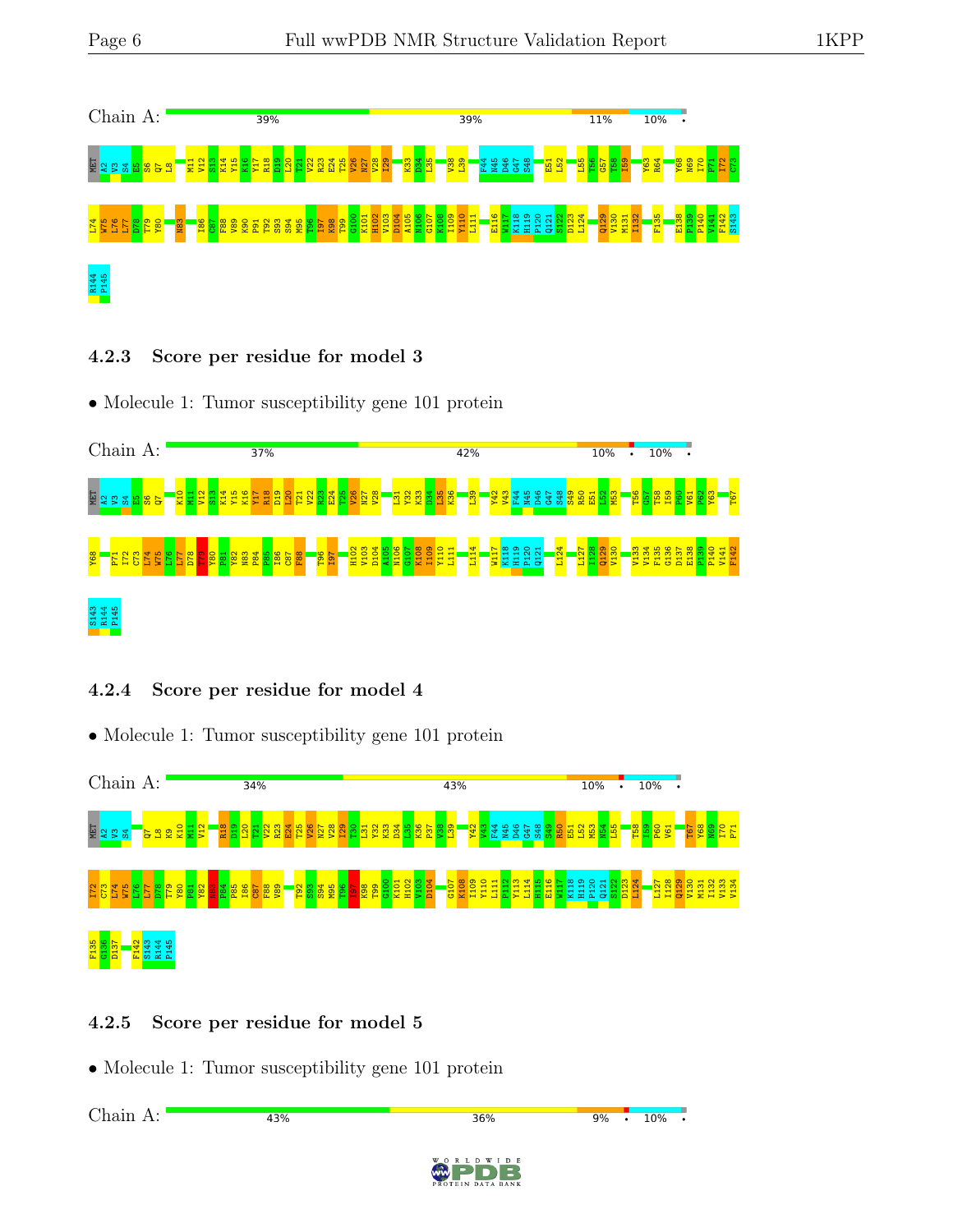Chain A: 39% 39% 11% 10% •

MET K2 V3 S4 E5 S6 Q7 L8 M11 V12 S13 K14 Y15 K16 Y17 R18 D19 L20 T21 V22 R23 E24 T25 V26 N27 V28 I29 K33 D34 L35 V38 L39 F44 N45 D46 G47 S48 E51 L52 L55 T56 G57 T58 I59 Y63 R64 Y68 N69 I70 P71 I72 C73 L74 W75 L76 L77 D78 T79 Y80 N83 I86 C87 F88 V89 K90 P91 T92 S93 S94 M95 T96 I97 K98 T99 G100 K101 H102 V103 D104 A105 N106 G107 K108 I109 Y110 L111 E116 W117 K118 H119 P120 Q121 S122 D123 L124 Q129 V130 M131 I132 F135 E138 P139 P140 V141 F142 S143 R144 P145

### 4.2.3 Score per residue for model 3

- Molecule 1: Tumor susceptibility gene 101 protein

Chain A: 37% 42% 10% • 10% •

MET K2 V3 S4 E5 S6 Q7 K10 M11 V12 S13 K14 Y15 K16 Y17 R18 D19 L20 T21 V22 R23 E24 T25 V26 N27 V28 L31 Y32 K33 D34 L35 K36 L39 Y42 V43 F44 N45 D46 G47 S48 S49 R50 E51 L52 M53 T56 G57 T58 I59 P60 V61 P62 Y63 T67 Y68 P71 I72 C73 L74 W75 L76 L77 D78 T79 Y80 P81 Y82 N83 P84 P85 I86 C87 F88 T96 I97 H102 V103 D104 A105 N106 G107 K108 I109 Y110 L111 L114 W117 K118 H119 P120 Q121 L124 L127 I128 Q129 V130 V133 V134 F135 G136 D137 E138 P139 P140 V141 F142 S143 R144 P145

### 4.2.4 Score per residue for model 4

- Molecule 1: Tumor susceptibility gene 101 protein

Chain A: 34% 43% 10% • 10% •

MET K2 V3 S4 Q7 L8 K9 K10 M11 V12 R18 D19 L20 T21 V22 R23 E24 T25 V26 N27 V28 I29 T30 L31 Y32 K33 D34 L35 K36 P37 V38 L39 Y42 V43 F44 N45 D46 G47 S48 S49 R50 E51 L52 M53 N54 L55 T58 I59 P60 V61 T67 Y68 N69 I70 P71 I72 C73 L74 W75 L76 L77 D78 T79 Y80 P81 Y82 N83 P84 P85 I86 C87 F88 V89 T92 S93 S94 M95 T96 I97 K98 T99 G100 K101 H102 V103 D104 G107 K108 I109 Y110 L111 P112 Y113 L114 H115 E116 W117 K118 H119 P120 Q121 S122 D123 L124 L127 I128 Q129 V130 M131 I132 V133 V134 F135 G136 D137 F142 S143 R144 P145

### 4.2.5 Score per residue for model 5

- Molecule 1: Tumor susceptibility gene 101 protein

Chain A: 43% 36% 9% • 10% •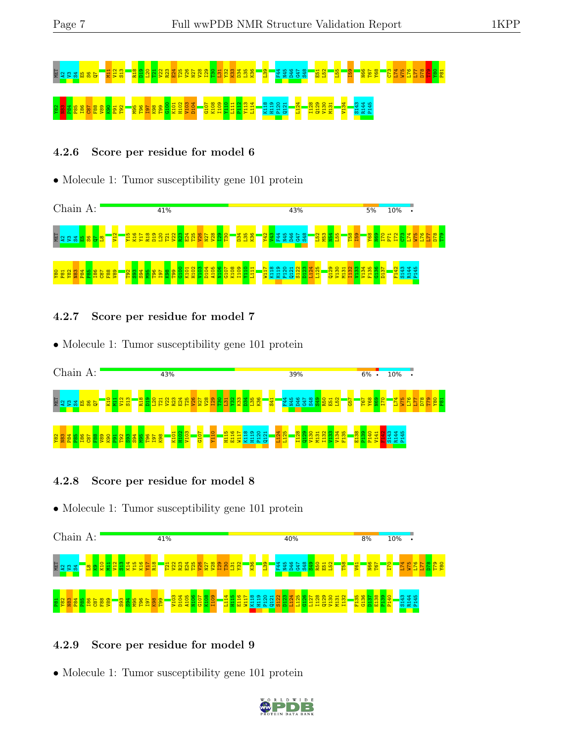MET A2 V3 S4 E5 S6 Q7 M11 V12 S13 R18 D19 L20 T21 V22 R23 E24 T25 V26 N27 V28 I29 T30 L31 Y32 K33 D34 L35 K36 L39 F44 N45 D46 C47 S48 E51 L52 L55 I59 N66 T67 Y68 C73 L74 W75 L76 L77 D78 T79 Y80 P81

Y82 N83 P84 P85 I86 C87 F88 V89 K90 P91 T92 M95 T96 I97 K98 T99 G100 K101 H102 V103 D104 G107 K108 I109 Y110 L111 P112 Y113 L114 K118 H119 P120 Q121 L124 I128 Q129 V130 M131 V134 S143 R144 P145

### 4.2.6 Score per residue for model 6

- Molecule 1: Tumor susceptibility gene 101 protein

Chain A: 41% | 43% | 5% | 10% | •

MET A2 V3 S4 E5 S6 Q7 L8 V12 Y15 K16 Y17 R18 D19 L20 T21 V22 R23 E24 T25 V26 N27 V28 I29 T30 D34 L35 K36 Y42 V43 F44 N45 D46 C47 S48 L52 M53 N54 L55 T58 I59 Y68 N69 I70 P71 I72 C73 L74 W75 L76 L77 D78 T79

Y80 P81 Y82 N83 P84 P85 I86 C87 F88 V89 T92 S93 S94 M95 T96 I97 K98 T99 G100 K101 H102 V103 D104 A105 N106 G107 K108 I109 Y110 L111 W117 K118 H119 P120 Q121 S122 D123 L124 L125 Q129 V130 M131 I132 V133 V134 F135 G136 D137 F142 S143 R144 P145

### 4.2.7 Score per residue for model 7

- Molecule 1: Tumor susceptibility gene 101 protein

Chain A: 43% | 39% | 6% | • | 10% | •

MET A2 V3 S4 E5 S6 Q7 K10 M11 V12 S13 R18 D19 L20 T21 V22 R23 E24 T25 V26 N27 V28 I29 T30 L31 Y32 K33 D34 L35 K36 S41 F44 N45 D46 C47 S48 S49 R50 E51 L52 G57 T67 Y68 N69 I70 L74 W75 L76 L77 D78 T79 Y80 P81

Y82 N83 P84 P85 I86 C87 F88 V89 K90 P91 T92 S93 S94 M95 T96 I97 K98 K101 H102 V103 G107 Y110 H115 E116 W117 K118 H119 P120 Q121 L124 L125 I128 Q129 V130 M131 I132 V133 V134 F135 E138 P139 P140 V141 F142 S143 R144 P145

### 4.2.8 Score per residue for model 8

- Molecule 1: Tumor susceptibility gene 101 protein

Chain A: 41% | 40% | 8% | 10% | •

MET A2 V3 S4 L8 K9 K10 M11 V12 S13 K14 Y15 K16 Y17 R18 T21 V22 R23 E24 T25 V26 N27 V28 I29 T30 L31 Y32 K36 L39 F44 N45 D46 C47 S48 S49 R50 E51 L52 T58 V61 N66 T67 Y68 I70 L74 W75 L76 L77 D78 T79 Y80

P81 Y82 N83 P84 P85 I86 C87 F88 V89 S93 S94 M95 T96 I97 K98 T99 V103 D104 A105 N106 G107 K108 I109 L114 H115 E116 W117 K118 H119 P120 Q121 S122 D123 L124 L125 G126 L127 I128 Q129 V130 M131 I132 F135 G136 D137 E138 P139 P140 S143 R144 P145

### 4.2.9 Score per residue for model 9

- Molecule 1: Tumor susceptibility gene 101 protein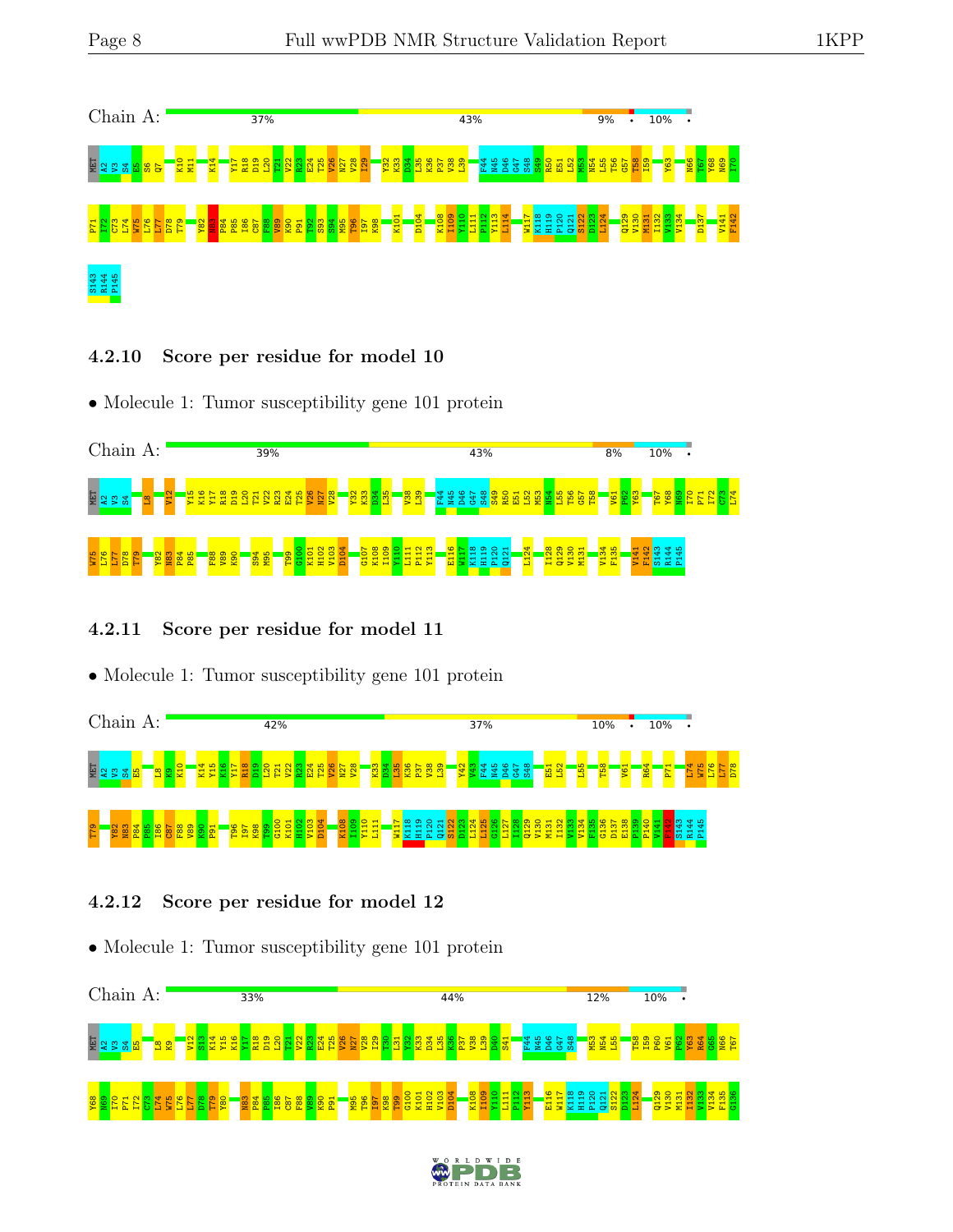Chain A: 37% 43% 9% • 10% •

MET K2 V3 S4 E5 S6 Q7 K10 M11 K14 Y17 R18 D19 L20 T21 V22 R23 E24 T25 V26 N27 V28 I29 Y32 K33 D34 L35 K36 P37 V38 L39 F44 N45 D46 G47 S48 S49 R50 E51 L52 M53 N54 L55 T56 G57 T58 I59 Y63 N66 T67 Y68 N69 I70

P71 I72 C73 L74 W75 L76 L77 D78 T79 Y82 N83 P84 P85 I86 C87 F88 V89 K90 P91 T92 S93 S94 M95 T96 I97 K98 K101 D104 K108 I109 Y110 L111 P112 Y113 L114 W117 K118 H119 P120 Q121 S122 D123 L124 Q129 V130 M131 I132 V133 V134 D137 V141 F142

S143 R144 P145

### 4.2.10 Score per residue for model 10

- Molecule 1: Tumor susceptibility gene 101 protein

Chain A: 39% 43% 8% 10% •

MET K2 V3 S4 L8 V12 Y15 K16 Y17 R18 D19 L20 T21 V22 R23 E24 T25 V26 N27 V28 Y32 K33 D34 L35 V38 L39 F44 N45 D46 G47 S48 S49 R50 E51 L52 M53 N54 L55 T56 G57 T58 V61 P62 Y63 T67 Y68 N69 I70 P71 I72 C73 L74

W75 L76 L77 D78 T79 Y82 N83 P84 P85 F88 V89 K90 S94 M95 T99 G100 K101 H102 V103 D104 G107 K108 I109 Y110 L111 P112 Y113 E116 W117 K118 H119 P120 Q121 L124 I128 Q129 V130 M131 V134 F135 V141 F142 S143 R144 P145

### 4.2.11 Score per residue for model 11

- Molecule 1: Tumor susceptibility gene 101 protein

Chain A: 42% 37% 10% • 10% •

MET K2 V3 S4 E5 L8 K9 K10 K14 Y15 K16 Y17 R18 D19 L20 T21 V22 R23 E24 T25 V26 N27 V28 K33 D34 L35 K36 P37 V38 L39 Y42 V43 F44 N45 D46 G47 S48 E51 L52 L55 T58 V61 R64 P71 L74 W75 L76 L77 D78

T79 Y82 N83 P84 P85 I86 C87 F88 V89 K90 P91 T96 I97 K98 T99 G100 K101 H102 V103 D104 K108 I109 Y110 L111 W117 K118 H119 P120 Q121 S122 D123 L124 L125 G126 L127 I128 Q129 V130 M131 I132 V133 V134 F135 G136 D137 E138 P139 P140 V141 F142 S143 R144 P145

### 4.2.12 Score per residue for model 12

- Molecule 1: Tumor susceptibility gene 101 protein

Chain A: 33% 44% 12% 10% •

MET K2 V3 S4 E5 L8 K9 V12 S13 K14 Y15 K16 Y17 R18 D19 L20 T21 V22 R23 E24 T25 V26 N27 V28 I29 T30 L31 Y32 K33 D34 L35 K36 P37 V38 L39 D40 S41 F44 N45 D46 G47 S48 M53 N54 L55 T58 I59 P60 V61 P62 Y63 R64 G65 N66 T67

Y68 N69 I70 P71 I72 C73 L74 W75 L76 L77 D78 T79 Y80 N83 P84 P85 I86 C87 F88 V89 K90 P91 M95 T96 I97 K98 T99 G100 K101 H102 V103 D104 K108 I109 Y110 L111 P112 Y113 E116 W117 K118 H119 P120 Q121 S122 D123 L124 Q129 V130 M131 I132 V133 V134 F135 G136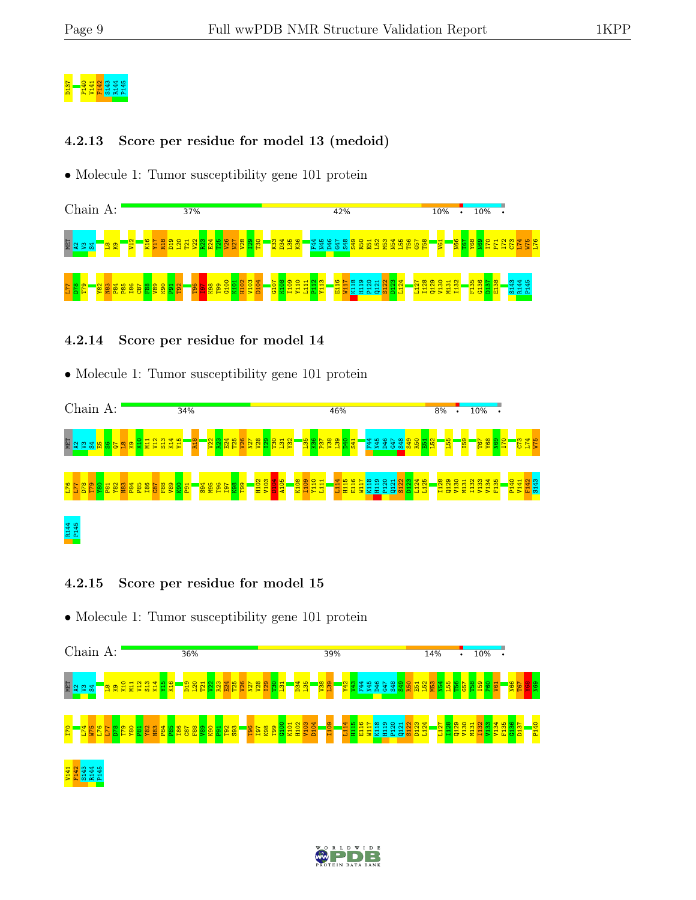D137 P140 V141 F142 S143 R144 P145

### 4.2.13 Score per residue for model 13 (medoid)

- Molecule 1: Tumor susceptibility gene 101 protein

Chain A: 37% | 42% | 10% | • | 10% | •

MET A2 V3 S4 L8 K9 V12 K16 Y17 R18 D19 L20 T21 V22 R23 E24 T25 V26 N27 V28 I29 T30 K33 D34 L35 K36 F44 N45 D46 G47 S48 S49 R50 E51 L52 M53 N54 L55 T56 G57 T58 V61 N66 T67 Y68 N69 I70 P71 I72 C73 L74 W75 L76

L77 D78 T79 Y82 N83 P84 P85 I86 C87 F88 V89 K90 P91 T92 T96 I97 K98 T99 G100 K101 H102 V103 D104 G107 K108 I109 Y110 L111 P112 Y113 E116 W117 K118 H119 P120 Q121 S122 D123 L124 L127 I128 Q129 V130 M131 I132 F135 G136 D137 E138 S143 R144 P145

### 4.2.14 Score per residue for model 14

- Molecule 1: Tumor susceptibility gene 101 protein

Chain A: 34% | 46% | 8% | • | 10% | •

MET A2 V3 S4 E5 S6 Q7 L8 K9 K10 M11 V12 S13 K14 Y15 R18 V22 R23 E24 T25 V26 N27 V28 I29 T30 L31 Y32 L35 K36 P37 V38 L39 D40 S41 F44 N45 D46 G47 S48 S49 R50 E51 L52 L55 I59 T67 Y68 N69 I70 C73 L74 W75

L76 L77 D78 T79 Y80 P81 Y82 N83 P84 P85 I86 C87 F88 V89 K90 P91 S94 M95 T96 I97 K98 T99 H102 V103 D104 A105 K108 I109 Y110 L111 L114 H115 E116 W117 K118 H119 P120 Q121 S122 D123 L124 L125 I128 Q129 V130 M131 I132 V133 V134 F135 P140 V141 F142 S143

R144 P145

### 4.2.15 Score per residue for model 15

- Molecule 1: Tumor susceptibility gene 101 protein

Chain A: 36% | 39% | 14% | • | 10% | •

MET A2 V3 S4 L8 K9 K10 M11 V12 S13 K14 Y15 K16 D19 L20 T21 V22 R23 E24 T25 V26 N27 V28 I29 T30 L31 D34 L35 V38 L39 Y42 V43 F44 N45 D46 G47 S48 S49 R50 E51 L52 M53 N54 L55 T56 G57 T58 I59 P60 V61 N66 T67 Y68 N69

I70 L74 W75 L76 L77 D78 T79 Y80 P81 Y82 N83 P84 P85 I86 C87 F88 V89 K90 P91 T92 S93 T96 I97 K98 T99 G100 K101 H102 V103 D104 I109 L114 H115 E116 W117 K118 H119 P120 Q121 S122 D123 L124 L127 I128 Q129 V130 M131 I132 V133 V134 F135 G136 D137 P140

V141 F142 S143 R144 P145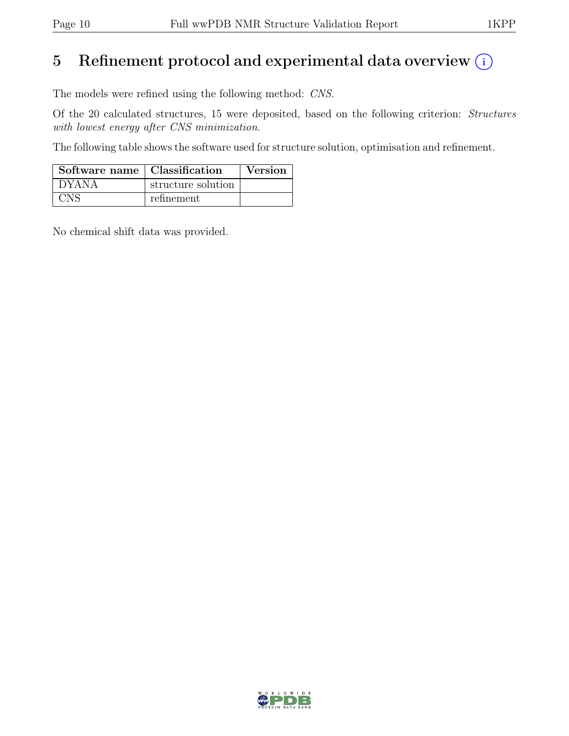# 5 Refinement protocol and experimental data overview

The models were refined using the following method: *CNS*.

Of the 20 calculated structures, 15 were deposited, based on the following criterion: *Structures with lowest energy after CNS minimization*.

The following table shows the software used for structure solution, optimisation and refinement.

| Software name | Classification | Version |
|---|---|---|
| DYANA | structure solution | |
| CNS | refinement | |

No chemical shift data was provided.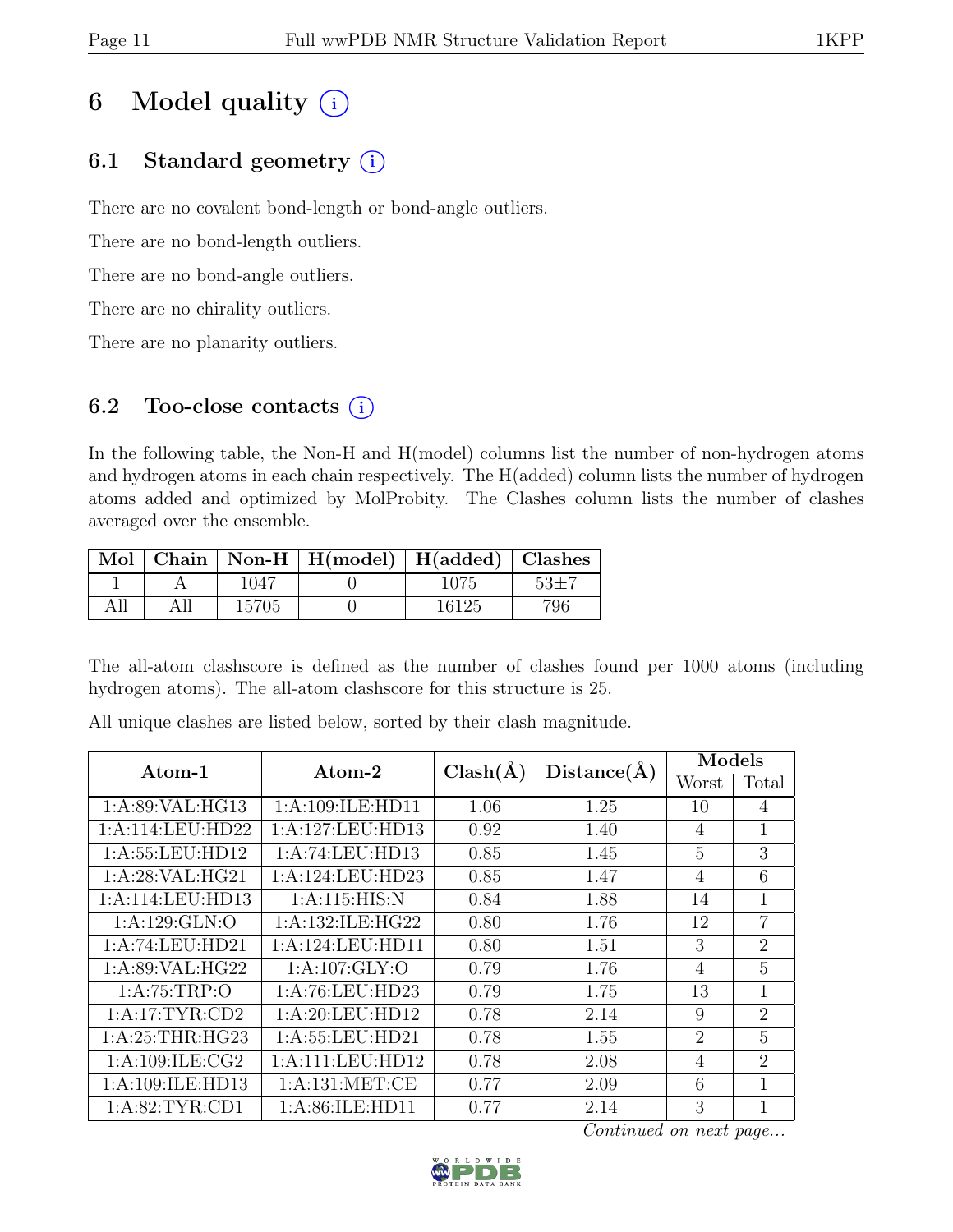# 6 Model quality (i)

## 6.1 Standard geometry (i)

There are no covalent bond-length or bond-angle outliers.

There are no bond-length outliers.

There are no bond-angle outliers.

There are no chirality outliers.

There are no planarity outliers.

## 6.2 Too-close contacts (i)

In the following table, the Non-H and H(model) columns list the number of non-hydrogen atoms and hydrogen atoms in each chain respectively. The H(added) column lists the number of hydrogen atoms added and optimized by MolProbity. The Clashes column lists the number of clashes averaged over the ensemble.

| Mol | Chain | Non-H | H(model) | H(added) | Clashes |
|---|---|---|---|---|---|
| 1 | A | 1047 | 0 | 1075 | 53±7 |
| All | All | 15705 | 0 | 16125 | 796 |

The all-atom clashscore is defined as the number of clashes found per 1000 atoms (including hydrogen atoms). The all-atom clashscore for this structure is 25.

All unique clashes are listed below, sorted by their clash magnitude.

| Atom-1 | Atom-2 | Clash(Å) | Distance(Å) | Models | |
|---|---|---|---|---|---|
| | | | | Worst | Total |
| 1:A:89:VAL:HG13 | 1:A:109:ILE:HD11 | 1.06 | 1.25 | 10 | 4 |
| 1:A:114:LEU:HD22 | 1:A:127:LEU:HD13 | 0.92 | 1.40 | 4 | 1 |
| 1:A:55:LEU:HD12 | 1:A:74:LEU:HD13 | 0.85 | 1.45 | 5 | 3 |
| 1:A:28:VAL:HG21 | 1:A:124:LEU:HD23 | 0.85 | 1.47 | 4 | 6 |
| 1:A:114:LEU:HD13 | 1:A:115:HIS:N | 0.84 | 1.88 | 14 | 1 |
| 1:A:129:GLN:O | 1:A:132:ILE:HG22 | 0.80 | 1.76 | 12 | 7 |
| 1:A:74:LEU:HD21 | 1:A:124:LEU:HD11 | 0.80 | 1.51 | 3 | 2 |
| 1:A:89:VAL:HG22 | 1:A:107:GLY:O | 0.79 | 1.76 | 4 | 5 |
| 1:A:75:TRP:O | 1:A:76:LEU:HD23 | 0.79 | 1.75 | 13 | 1 |
| 1:A:17:TYR:CD2 | 1:A:20:LEU:HD12 | 0.78 | 2.14 | 9 | 2 |
| 1:A:25:THR:HG23 | 1:A:55:LEU:HD21 | 0.78 | 1.55 | 2 | 5 |
| 1:A:109:ILE:CG2 | 1:A:111:LEU:HD12 | 0.78 | 2.08 | 4 | 2 |
| 1:A:109:ILE:HD13 | 1:A:131:MET:CE | 0.77 | 2.09 | 6 | 1 |
| 1:A:82:TYR:CD1 | 1:A:86:ILE:HD11 | 0.77 | 2.14 | 3 | 1 |

*Continued on next page...*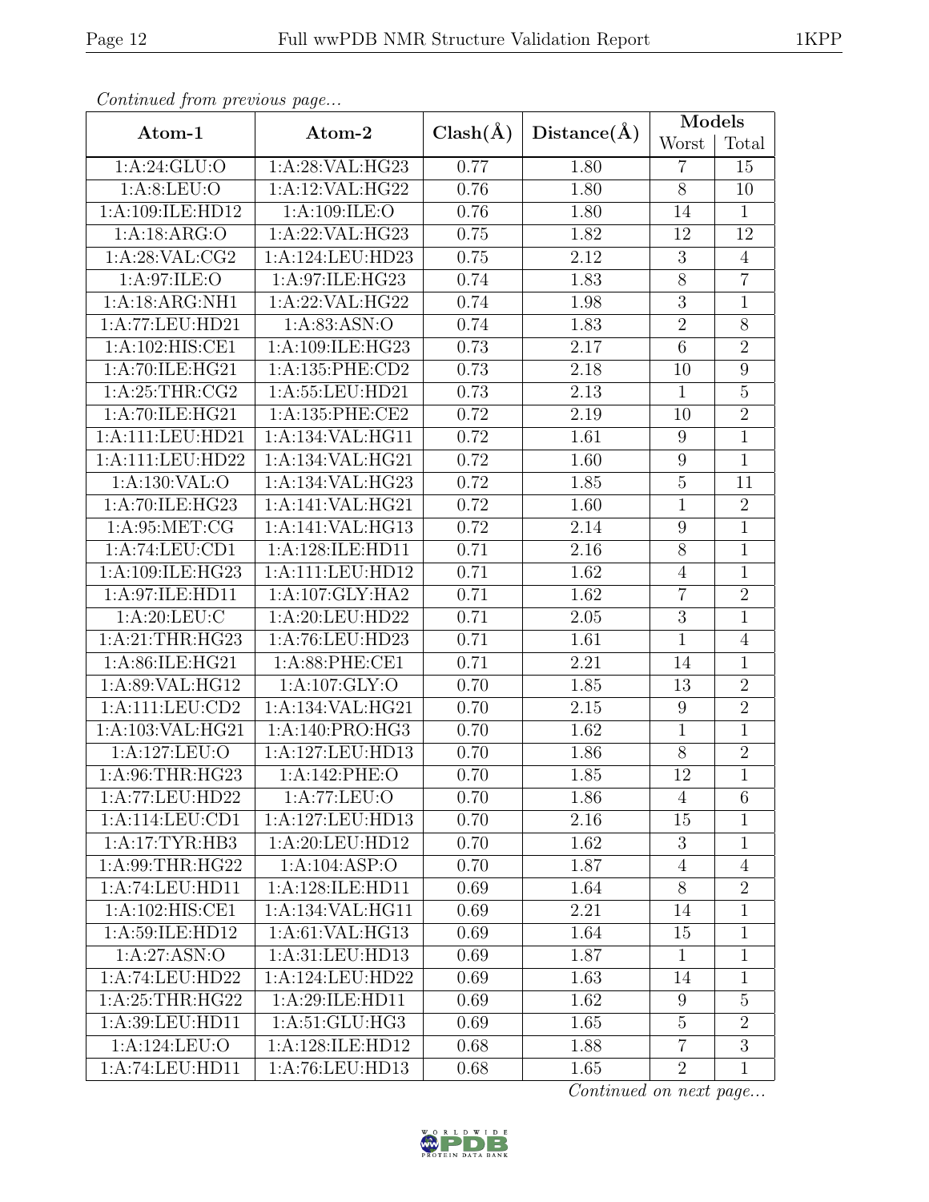*Continued from previous page...*

| Atom-1 | Atom-2 | Clash(Å) | Distance(Å) | Models | |
|---|---|---|---|---|---|
| | | | | Worst | Total |
| 1:A:24:GLU:O | 1:A:28:VAL:HG23 | 0.77 | 1.80 | 7 | 15 |
| 1:A:8:LEU:O | 1:A:12:VAL:HG22 | 0.76 | 1.80 | 8 | 10 |
| 1:A:109:ILE:HD12 | 1:A:109:ILE:O | 0.76 | 1.80 | 14 | 1 |
| 1:A:18:ARG:O | 1:A:22:VAL:HG23 | 0.75 | 1.82 | 12 | 12 |
| 1:A:28:VAL:CG2 | 1:A:124:LEU:HD23 | 0.75 | 2.12 | 3 | 4 |
| 1:A:97:ILE:O | 1:A:97:ILE:HG23 | 0.74 | 1.83 | 8 | 7 |
| 1:A:18:ARG:NH1 | 1:A:22:VAL:HG22 | 0.74 | 1.98 | 3 | 1 |
| 1:A:77:LEU:HD21 | 1:A:83:ASN:O | 0.74 | 1.83 | 2 | 8 |
| 1:A:102:HIS:CE1 | 1:A:109:ILE:HG23 | 0.73 | 2.17 | 6 | 2 |
| 1:A:70:ILE:HG21 | 1:A:135:PHE:CD2 | 0.73 | 2.18 | 10 | 9 |
| 1:A:25:THR:CG2 | 1:A:55:LEU:HD21 | 0.73 | 2.13 | 1 | 5 |
| 1:A:70:ILE:HG21 | 1:A:135:PHE:CE2 | 0.72 | 2.19 | 10 | 2 |
| 1:A:111:LEU:HD21 | 1:A:134:VAL:HG11 | 0.72 | 1.61 | 9 | 1 |
| 1:A:111:LEU:HD22 | 1:A:134:VAL:HG21 | 0.72 | 1.60 | 9 | 1 |
| 1:A:130:VAL:O | 1:A:134:VAL:HG23 | 0.72 | 1.85 | 5 | 11 |
| 1:A:70:ILE:HG23 | 1:A:141:VAL:HG21 | 0.72 | 1.60 | 1 | 2 |
| 1:A:95:MET:CG | 1:A:141:VAL:HG13 | 0.72 | 2.14 | 9 | 1 |
| 1:A:74:LEU:CD1 | 1:A:128:ILE:HD11 | 0.71 | 2.16 | 8 | 1 |
| 1:A:109:ILE:HG23 | 1:A:111:LEU:HD12 | 0.71 | 1.62 | 4 | 1 |
| 1:A:97:ILE:HD11 | 1:A:107:GLY:HA2 | 0.71 | 1.62 | 7 | 2 |
| 1:A:20:LEU:C | 1:A:20:LEU:HD22 | 0.71 | 2.05 | 3 | 1 |
| 1:A:21:THR:HG23 | 1:A:76:LEU:HD23 | 0.71 | 1.61 | 1 | 4 |
| 1:A:86:ILE:HG21 | 1:A:88:PHE:CE1 | 0.71 | 2.21 | 14 | 1 |
| 1:A:89:VAL:HG12 | 1:A:107:GLY:O | 0.70 | 1.85 | 13 | 2 |
| 1:A:111:LEU:CD2 | 1:A:134:VAL:HG21 | 0.70 | 2.15 | 9 | 2 |
| 1:A:103:VAL:HG21 | 1:A:140:PRO:HG3 | 0.70 | 1.62 | 1 | 1 |
| 1:A:127:LEU:O | 1:A:127:LEU:HD13 | 0.70 | 1.86 | 8 | 2 |
| 1:A:96:THR:HG23 | 1:A:142:PHE:O | 0.70 | 1.85 | 12 | 1 |
| 1:A:77:LEU:HD22 | 1:A:77:LEU:O | 0.70 | 1.86 | 4 | 6 |
| 1:A:114:LEU:CD1 | 1:A:127:LEU:HD13 | 0.70 | 2.16 | 15 | 1 |
| 1:A:17:TYR:HB3 | 1:A:20:LEU:HD12 | 0.70 | 1.62 | 3 | 1 |
| 1:A:99:THR:HG22 | 1:A:104:ASP:O | 0.70 | 1.87 | 4 | 4 |
| 1:A:74:LEU:HD11 | 1:A:128:ILE:HD11 | 0.69 | 1.64 | 8 | 2 |
| 1:A:102:HIS:CE1 | 1:A:134:VAL:HG11 | 0.69 | 2.21 | 14 | 1 |
| 1:A:59:ILE:HD12 | 1:A:61:VAL:HG13 | 0.69 | 1.64 | 15 | 1 |
| 1:A:27:ASN:O | 1:A:31:LEU:HD13 | 0.69 | 1.87 | 1 | 1 |
| 1:A:74:LEU:HD22 | 1:A:124:LEU:HD22 | 0.69 | 1.63 | 14 | 1 |
| 1:A:25:THR:HG22 | 1:A:29:ILE:HD11 | 0.69 | 1.62 | 9 | 5 |
| 1:A:39:LEU:HD11 | 1:A:51:GLU:HG3 | 0.69 | 1.65 | 5 | 2 |
| 1:A:124:LEU:O | 1:A:128:ILE:HD12 | 0.68 | 1.88 | 7 | 3 |
| 1:A:74:LEU:HD11 | 1:A:76:LEU:HD13 | 0.68 | 1.65 | 2 | 1 |

*Continued on next page...*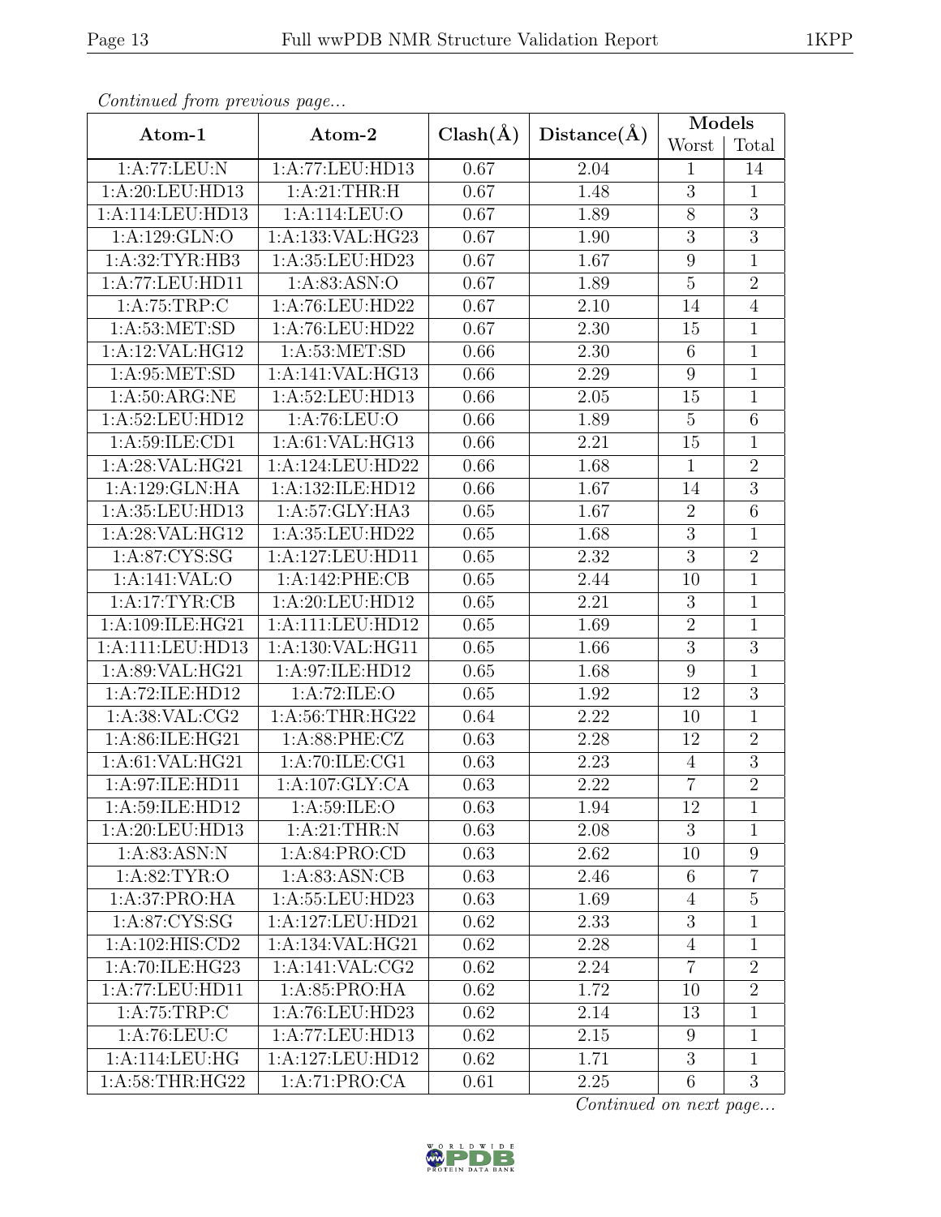*Continued from previous page...*

| Atom-1 | Atom-2 | Clash(Å) | Distance(Å) | Models | |
|---|---|---|---|---|---|
| | | | | Worst | Total |
| 1:A:77:LEU:N | 1:A:77:LEU:HD13 | 0.67 | 2.04 | 1 | 14 |
| 1:A:20:LEU:HD13 | 1:A:21:THR:H | 0.67 | 1.48 | 3 | 1 |
| 1:A:114:LEU:HD13 | 1:A:114:LEU:O | 0.67 | 1.89 | 8 | 3 |
| 1:A:129:GLN:O | 1:A:133:VAL:HG23 | 0.67 | 1.90 | 3 | 3 |
| 1:A:32:TYR:HB3 | 1:A:35:LEU:HD23 | 0.67 | 1.67 | 9 | 1 |
| 1:A:77:LEU:HD11 | 1:A:83:ASN:O | 0.67 | 1.89 | 5 | 2 |
| 1:A:75:TRP:C | 1:A:76:LEU:HD22 | 0.67 | 2.10 | 14 | 4 |
| 1:A:53:MET:SD | 1:A:76:LEU:HD22 | 0.67 | 2.30 | 15 | 1 |
| 1:A:12:VAL:HG12 | 1:A:53:MET:SD | 0.66 | 2.30 | 6 | 1 |
| 1:A:95:MET:SD | 1:A:141:VAL:HG13 | 0.66 | 2.29 | 9 | 1 |
| 1:A:50:ARG:NE | 1:A:52:LEU:HD13 | 0.66 | 2.05 | 15 | 1 |
| 1:A:52:LEU:HD12 | 1:A:76:LEU:O | 0.66 | 1.89 | 5 | 6 |
| 1:A:59:ILE:CD1 | 1:A:61:VAL:HG13 | 0.66 | 2.21 | 15 | 1 |
| 1:A:28:VAL:HG21 | 1:A:124:LEU:HD22 | 0.66 | 1.68 | 1 | 2 |
| 1:A:129:GLN:HA | 1:A:132:ILE:HD12 | 0.66 | 1.67 | 14 | 3 |
| 1:A:35:LEU:HD13 | 1:A:57:GLY:HA3 | 0.65 | 1.67 | 2 | 6 |
| 1:A:28:VAL:HG12 | 1:A:35:LEU:HD22 | 0.65 | 1.68 | 3 | 1 |
| 1:A:87:CYS:SG | 1:A:127:LEU:HD11 | 0.65 | 2.32 | 3 | 2 |
| 1:A:141:VAL:O | 1:A:142:PHE:CB | 0.65 | 2.44 | 10 | 1 |
| 1:A:17:TYR:CB | 1:A:20:LEU:HD12 | 0.65 | 2.21 | 3 | 1 |
| 1:A:109:ILE:HG21 | 1:A:111:LEU:HD12 | 0.65 | 1.69 | 2 | 1 |
| 1:A:111:LEU:HD13 | 1:A:130:VAL:HG11 | 0.65 | 1.66 | 3 | 3 |
| 1:A:89:VAL:HG21 | 1:A:97:ILE:HD12 | 0.65 | 1.68 | 9 | 1 |
| 1:A:72:ILE:HD12 | 1:A:72:ILE:O | 0.65 | 1.92 | 12 | 3 |
| 1:A:38:VAL:CG2 | 1:A:56:THR:HG22 | 0.64 | 2.22 | 10 | 1 |
| 1:A:86:ILE:HG21 | 1:A:88:PHE:CZ | 0.63 | 2.28 | 12 | 2 |
| 1:A:61:VAL:HG21 | 1:A:70:ILE:CG1 | 0.63 | 2.23 | 4 | 3 |
| 1:A:97:ILE:HD11 | 1:A:107:GLY:CA | 0.63 | 2.22 | 7 | 2 |
| 1:A:59:ILE:HD12 | 1:A:59:ILE:O | 0.63 | 1.94 | 12 | 1 |
| 1:A:20:LEU:HD13 | 1:A:21:THR:N | 0.63 | 2.08 | 3 | 1 |
| 1:A:83:ASN:N | 1:A:84:PRO:CD | 0.63 | 2.62 | 10 | 9 |
| 1:A:82:TYR:O | 1:A:83:ASN:CB | 0.63 | 2.46 | 6 | 7 |
| 1:A:37:PRO:HA | 1:A:55:LEU:HD23 | 0.63 | 1.69 | 4 | 5 |
| 1:A:87:CYS:SG | 1:A:127:LEU:HD21 | 0.62 | 2.33 | 3 | 1 |
| 1:A:102:HIS:CD2 | 1:A:134:VAL:HG21 | 0.62 | 2.28 | 4 | 1 |
| 1:A:70:ILE:HG23 | 1:A:141:VAL:CG2 | 0.62 | 2.24 | 7 | 2 |
| 1:A:77:LEU:HD11 | 1:A:85:PRO:HA | 0.62 | 1.72 | 10 | 2 |
| 1:A:75:TRP:C | 1:A:76:LEU:HD23 | 0.62 | 2.14 | 13 | 1 |
| 1:A:76:LEU:C | 1:A:77:LEU:HD13 | 0.62 | 2.15 | 9 | 1 |
| 1:A:114:LEU:HG | 1:A:127:LEU:HD12 | 0.62 | 1.71 | 3 | 1 |
| 1:A:58:THR:HG22 | 1:A:71:PRO:CA | 0.61 | 2.25 | 6 | 3 |

*Continued on next page...*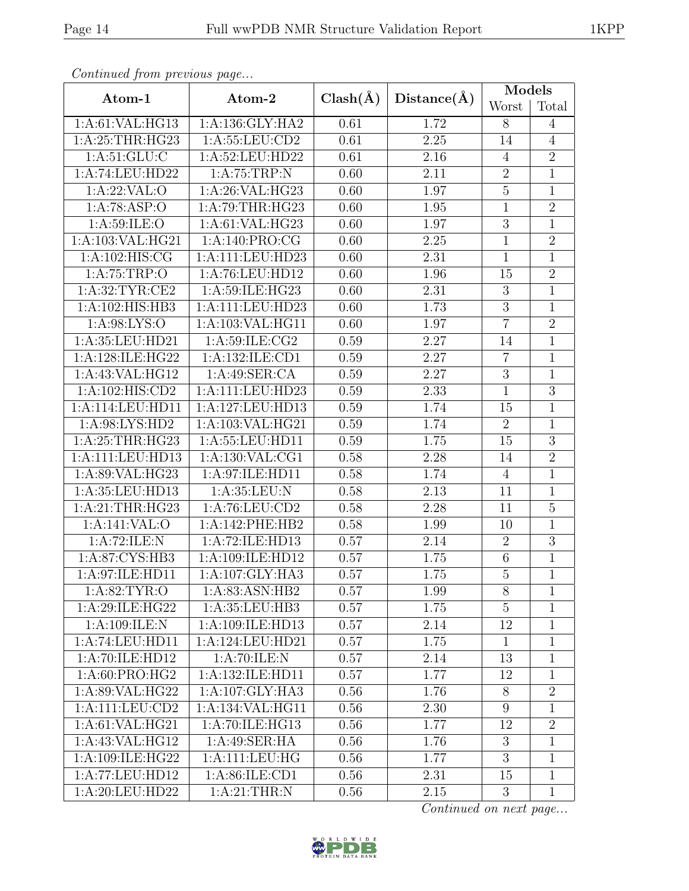*Continued from previous page...*

| Atom-1 | Atom-2 | Clash(Å) | Distance(Å) | Models | |
|---|---|---|---|---|---|
| | | | | Worst | Total |
| 1:A:61:VAL:HG13 | 1:A:136:GLY:HA2 | 0.61 | 1.72 | 8 | 4 |
| 1:A:25:THR:HG23 | 1:A:55:LEU:CD2 | 0.61 | 2.25 | 14 | 4 |
| 1:A:51:GLU:C | 1:A:52:LEU:HD22 | 0.61 | 2.16 | 4 | 2 |
| 1:A:74:LEU:HD22 | 1:A:75:TRP:N | 0.60 | 2.11 | 2 | 1 |
| 1:A:22:VAL:O | 1:A:26:VAL:HG23 | 0.60 | 1.97 | 5 | 1 |
| 1:A:78:ASP:O | 1:A:79:THR:HG23 | 0.60 | 1.95 | 1 | 2 |
| 1:A:59:ILE:O | 1:A:61:VAL:HG23 | 0.60 | 1.97 | 3 | 1 |
| 1:A:103:VAL:HG21 | 1:A:140:PRO:CG | 0.60 | 2.25 | 1 | 2 |
| 1:A:102:HIS:CG | 1:A:111:LEU:HD23 | 0.60 | 2.31 | 1 | 1 |
| 1:A:75:TRP:O | 1:A:76:LEU:HD12 | 0.60 | 1.96 | 15 | 2 |
| 1:A:32:TYR:CE2 | 1:A:59:ILE:HG23 | 0.60 | 2.31 | 3 | 1 |
| 1:A:102:HIS:HB3 | 1:A:111:LEU:HD23 | 0.60 | 1.73 | 3 | 1 |
| 1:A:98:LYS:O | 1:A:103:VAL:HG11 | 0.60 | 1.97 | 7 | 2 |
| 1:A:35:LEU:HD21 | 1:A:59:ILE:CG2 | 0.59 | 2.27 | 14 | 1 |
| 1:A:128:ILE:HG22 | 1:A:132:ILE:CD1 | 0.59 | 2.27 | 7 | 1 |
| 1:A:43:VAL:HG12 | 1:A:49:SER:CA | 0.59 | 2.27 | 3 | 1 |
| 1:A:102:HIS:CD2 | 1:A:111:LEU:HD23 | 0.59 | 2.33 | 1 | 3 |
| 1:A:114:LEU:HD11 | 1:A:127:LEU:HD13 | 0.59 | 1.74 | 15 | 1 |
| 1:A:98:LYS:HD2 | 1:A:103:VAL:HG21 | 0.59 | 1.74 | 2 | 1 |
| 1:A:25:THR:HG23 | 1:A:55:LEU:HD11 | 0.59 | 1.75 | 15 | 3 |
| 1:A:111:LEU:HD13 | 1:A:130:VAL:CG1 | 0.58 | 2.28 | 14 | 2 |
| 1:A:89:VAL:HG23 | 1:A:97:ILE:HD11 | 0.58 | 1.74 | 4 | 1 |
| 1:A:35:LEU:HD13 | 1:A:35:LEU:N | 0.58 | 2.13 | 11 | 1 |
| 1:A:21:THR:HG23 | 1:A:76:LEU:CD2 | 0.58 | 2.28 | 11 | 5 |
| 1:A:141:VAL:O | 1:A:142:PHE:HB2 | 0.58 | 1.99 | 10 | 1 |
| 1:A:72:ILE:N | 1:A:72:ILE:HD13 | 0.57 | 2.14 | 2 | 3 |
| 1:A:87:CYS:HB3 | 1:A:109:ILE:HD12 | 0.57 | 1.75 | 6 | 1 |
| 1:A:97:ILE:HD11 | 1:A:107:GLY:HA3 | 0.57 | 1.75 | 5 | 1 |
| 1:A:82:TYR:O | 1:A:83:ASN:HB2 | 0.57 | 1.99 | 8 | 1 |
| 1:A:29:ILE:HG22 | 1:A:35:LEU:HB3 | 0.57 | 1.75 | 5 | 1 |
| 1:A:109:ILE:N | 1:A:109:ILE:HD13 | 0.57 | 2.14 | 12 | 1 |
| 1:A:74:LEU:HD11 | 1:A:124:LEU:HD21 | 0.57 | 1.75 | 1 | 1 |
| 1:A:70:ILE:HD12 | 1:A:70:ILE:N | 0.57 | 2.14 | 13 | 1 |
| 1:A:60:PRO:HG2 | 1:A:132:ILE:HD11 | 0.57 | 1.77 | 12 | 1 |
| 1:A:89:VAL:HG22 | 1:A:107:GLY:HA3 | 0.56 | 1.76 | 8 | 2 |
| 1:A:111:LEU:CD2 | 1:A:134:VAL:HG11 | 0.56 | 2.30 | 9 | 1 |
| 1:A:61:VAL:HG21 | 1:A:70:ILE:HG13 | 0.56 | 1.77 | 12 | 2 |
| 1:A:43:VAL:HG12 | 1:A:49:SER:HA | 0.56 | 1.76 | 3 | 1 |
| 1:A:109:ILE:HG22 | 1:A:111:LEU:HG | 0.56 | 1.77 | 3 | 1 |
| 1:A:77:LEU:HD12 | 1:A:86:ILE:CD1 | 0.56 | 2.31 | 15 | 1 |
| 1:A:20:LEU:HD22 | 1:A:21:THR:N | 0.56 | 2.15 | 3 | 1 |

*Continued on next page...*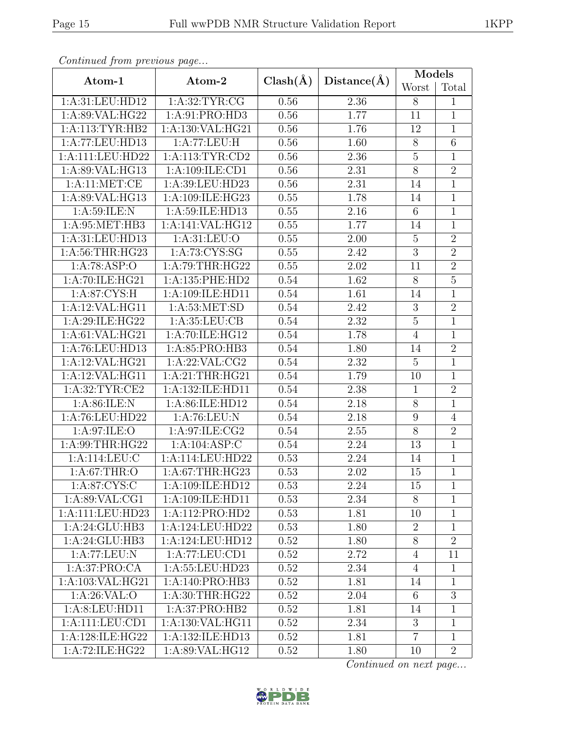*Continued from previous page...*

| Atom-1 | Atom-2 | Clash(Å) | Distance(Å) | Models | |
|---|---|---|---|---|---|
| | | | | Worst | Total |
| 1:A:31:LEU:HD12 | 1:A:32:TYR:CG | 0.56 | 2.36 | 8 | 1 |
| 1:A:89:VAL:HG22 | 1:A:91:PRO:HD3 | 0.56 | 1.77 | 11 | 1 |
| 1:A:113:TYR:HB2 | 1:A:130:VAL:HG21 | 0.56 | 1.76 | 12 | 1 |
| 1:A:77:LEU:HD13 | 1:A:77:LEU:H | 0.56 | 1.60 | 8 | 6 |
| 1:A:111:LEU:HD22 | 1:A:113:TYR:CD2 | 0.56 | 2.36 | 5 | 1 |
| 1:A:89:VAL:HG13 | 1:A:109:ILE:CD1 | 0.56 | 2.31 | 8 | 2 |
| 1:A:11:MET:CE | 1:A:39:LEU:HD23 | 0.56 | 2.31 | 14 | 1 |
| 1:A:89:VAL:HG13 | 1:A:109:ILE:HG23 | 0.55 | 1.78 | 14 | 1 |
| 1:A:59:ILE:N | 1:A:59:ILE:HD13 | 0.55 | 2.16 | 6 | 1 |
| 1:A:95:MET:HB3 | 1:A:141:VAL:HG12 | 0.55 | 1.77 | 14 | 1 |
| 1:A:31:LEU:HD13 | 1:A:31:LEU:O | 0.55 | 2.00 | 5 | 2 |
| 1:A:56:THR:HG23 | 1:A:73:CYS:SG | 0.55 | 2.42 | 3 | 2 |
| 1:A:78:ASP:O | 1:A:79:THR:HG22 | 0.55 | 2.02 | 11 | 2 |
| 1:A:70:ILE:HG21 | 1:A:135:PHE:HD2 | 0.54 | 1.62 | 8 | 5 |
| 1:A:87:CYS:H | 1:A:109:ILE:HD11 | 0.54 | 1.61 | 14 | 1 |
| 1:A:12:VAL:HG11 | 1:A:53:MET:SD | 0.54 | 2.42 | 3 | 2 |
| 1:A:29:ILE:HG22 | 1:A:35:LEU:CB | 0.54 | 2.32 | 5 | 1 |
| 1:A:61:VAL:HG21 | 1:A:70:ILE:HG12 | 0.54 | 1.78 | 4 | 1 |
| 1:A:76:LEU:HD13 | 1:A:85:PRO:HB3 | 0.54 | 1.80 | 14 | 2 |
| 1:A:12:VAL:HG21 | 1:A:22:VAL:CG2 | 0.54 | 2.32 | 5 | 1 |
| 1:A:12:VAL:HG11 | 1:A:21:THR:HG21 | 0.54 | 1.79 | 10 | 1 |
| 1:A:32:TYR:CE2 | 1:A:132:ILE:HD11 | 0.54 | 2.38 | 1 | 2 |
| 1:A:86:ILE:N | 1:A:86:ILE:HD12 | 0.54 | 2.18 | 8 | 1 |
| 1:A:76:LEU:HD22 | 1:A:76:LEU:N | 0.54 | 2.18 | 9 | 4 |
| 1:A:97:ILE:O | 1:A:97:ILE:CG2 | 0.54 | 2.55 | 8 | 2 |
| 1:A:99:THR:HG22 | 1:A:104:ASP:C | 0.54 | 2.24 | 13 | 1 |
| 1:A:114:LEU:C | 1:A:114:LEU:HD22 | 0.53 | 2.24 | 14 | 1 |
| 1:A:67:THR:O | 1:A:67:THR:HG23 | 0.53 | 2.02 | 15 | 1 |
| 1:A:87:CYS:C | 1:A:109:ILE:HD12 | 0.53 | 2.24 | 15 | 1 |
| 1:A:89:VAL:CG1 | 1:A:109:ILE:HD11 | 0.53 | 2.34 | 8 | 1 |
| 1:A:111:LEU:HD23 | 1:A:112:PRO:HD2 | 0.53 | 1.81 | 10 | 1 |
| 1:A:24:GLU:HB3 | 1:A:124:LEU:HD22 | 0.53 | 1.80 | 2 | 1 |
| 1:A:24:GLU:HB3 | 1:A:124:LEU:HD12 | 0.52 | 1.80 | 8 | 2 |
| 1:A:77:LEU:N | 1:A:77:LEU:CD1 | 0.52 | 2.72 | 4 | 11 |
| 1:A:37:PRO:CA | 1:A:55:LEU:HD23 | 0.52 | 2.34 | 4 | 1 |
| 1:A:103:VAL:HG21 | 1:A:140:PRO:HB3 | 0.52 | 1.81 | 14 | 1 |
| 1:A:26:VAL:O | 1:A:30:THR:HG22 | 0.52 | 2.04 | 6 | 3 |
| 1:A:8:LEU:HD11 | 1:A:37:PRO:HB2 | 0.52 | 1.81 | 14 | 1 |
| 1:A:111:LEU:CD1 | 1:A:130:VAL:HG11 | 0.52 | 2.34 | 3 | 1 |
| 1:A:128:ILE:HG22 | 1:A:132:ILE:HD13 | 0.52 | 1.81 | 7 | 1 |
| 1:A:72:ILE:HG22 | 1:A:89:VAL:HG12 | 0.52 | 1.80 | 10 | 2 |

*Continued on next page...*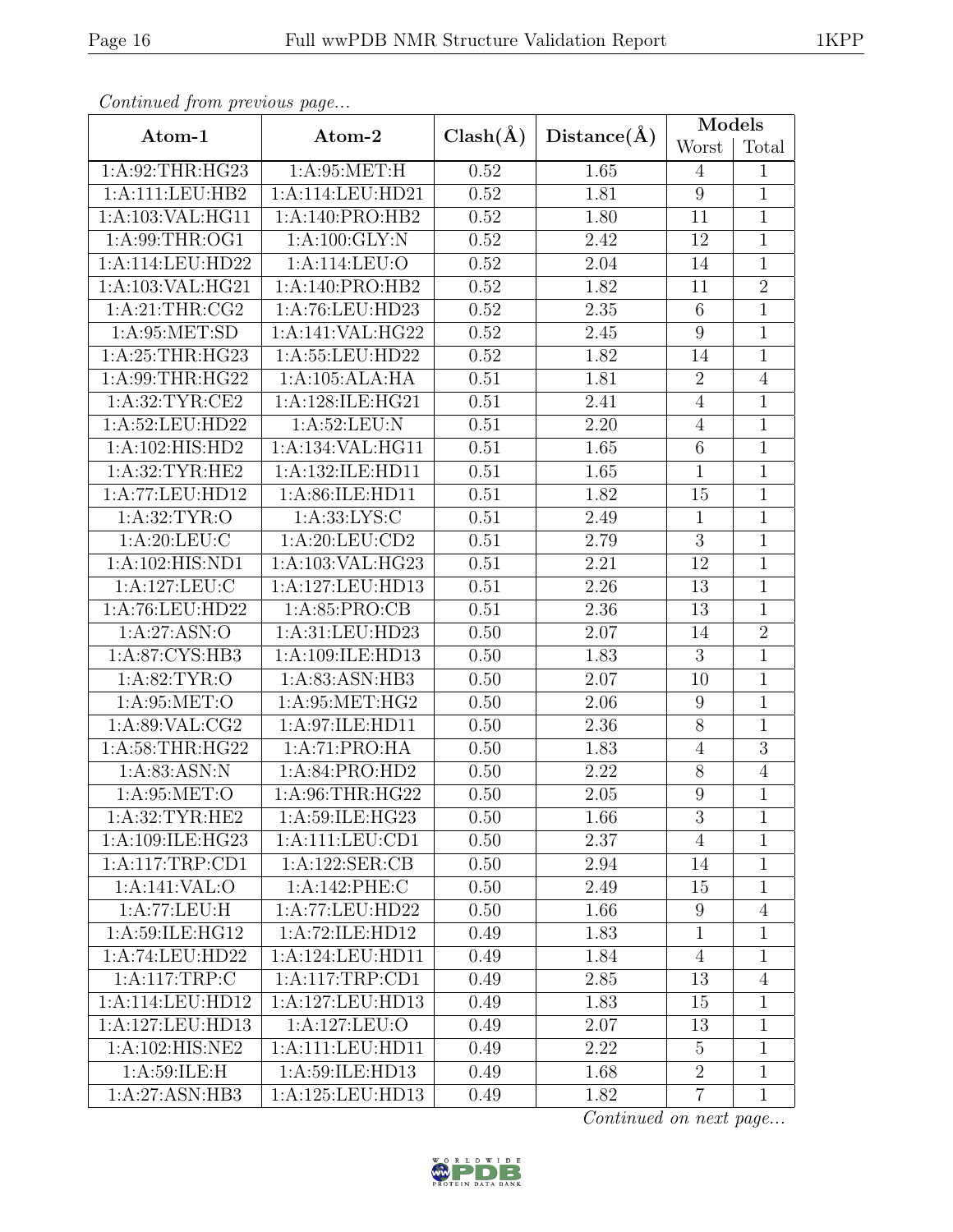*Continued from previous page...*

| Atom-1 | Atom-2 | Clash(Å) | Distance(Å) | Models | |
|---|---|---|---|---|---|
| | | | | Worst | Total |
| 1:A:92:THR:HG23 | 1:A:95:MET:H | 0.52 | 1.65 | 4 | 1 |
| 1:A:111:LEU:HB2 | 1:A:114:LEU:HD21 | 0.52 | 1.81 | 9 | 1 |
| 1:A:103:VAL:HG11 | 1:A:140:PRO:HB2 | 0.52 | 1.80 | 11 | 1 |
| 1:A:99:THR:OG1 | 1:A:100:GLY:N | 0.52 | 2.42 | 12 | 1 |
| 1:A:114:LEU:HD22 | 1:A:114:LEU:O | 0.52 | 2.04 | 14 | 1 |
| 1:A:103:VAL:HG21 | 1:A:140:PRO:HB2 | 0.52 | 1.82 | 11 | 2 |
| 1:A:21:THR:CG2 | 1:A:76:LEU:HD23 | 0.52 | 2.35 | 6 | 1 |
| 1:A:95:MET:SD | 1:A:141:VAL:HG22 | 0.52 | 2.45 | 9 | 1 |
| 1:A:25:THR:HG23 | 1:A:55:LEU:HD22 | 0.52 | 1.82 | 14 | 1 |
| 1:A:99:THR:HG22 | 1:A:105:ALA:HA | 0.51 | 1.81 | 2 | 4 |
| 1:A:32:TYR:CE2 | 1:A:128:ILE:HG21 | 0.51 | 2.41 | 4 | 1 |
| 1:A:52:LEU:HD22 | 1:A:52:LEU:N | 0.51 | 2.20 | 4 | 1 |
| 1:A:102:HIS:HD2 | 1:A:134:VAL:HG11 | 0.51 | 1.65 | 6 | 1 |
| 1:A:32:TYR:HE2 | 1:A:132:ILE:HD11 | 0.51 | 1.65 | 1 | 1 |
| 1:A:77:LEU:HD12 | 1:A:86:ILE:HD11 | 0.51 | 1.82 | 15 | 1 |
| 1:A:32:TYR:O | 1:A:33:LYS:C | 0.51 | 2.49 | 1 | 1 |
| 1:A:20:LEU:C | 1:A:20:LEU:CD2 | 0.51 | 2.79 | 3 | 1 |
| 1:A:102:HIS:ND1 | 1:A:103:VAL:HG23 | 0.51 | 2.21 | 12 | 1 |
| 1:A:127:LEU:C | 1:A:127:LEU:HD13 | 0.51 | 2.26 | 13 | 1 |
| 1:A:76:LEU:HD22 | 1:A:85:PRO:CB | 0.51 | 2.36 | 13 | 1 |
| 1:A:27:ASN:O | 1:A:31:LEU:HD23 | 0.50 | 2.07 | 14 | 2 |
| 1:A:87:CYS:HB3 | 1:A:109:ILE:HD13 | 0.50 | 1.83 | 3 | 1 |
| 1:A:82:TYR:O | 1:A:83:ASN:HB3 | 0.50 | 2.07 | 10 | 1 |
| 1:A:95:MET:O | 1:A:95:MET:HG2 | 0.50 | 2.06 | 9 | 1 |
| 1:A:89:VAL:CG2 | 1:A:97:ILE:HD11 | 0.50 | 2.36 | 8 | 1 |
| 1:A:58:THR:HG22 | 1:A:71:PRO:HA | 0.50 | 1.83 | 4 | 3 |
| 1:A:83:ASN:N | 1:A:84:PRO:HD2 | 0.50 | 2.22 | 8 | 4 |
| 1:A:95:MET:O | 1:A:96:THR:HG22 | 0.50 | 2.05 | 9 | 1 |
| 1:A:32:TYR:HE2 | 1:A:59:ILE:HG23 | 0.50 | 1.66 | 3 | 1 |
| 1:A:109:ILE:HG23 | 1:A:111:LEU:CD1 | 0.50 | 2.37 | 4 | 1 |
| 1:A:117:TRP:CD1 | 1:A:122:SER:CB | 0.50 | 2.94 | 14 | 1 |
| 1:A:141:VAL:O | 1:A:142:PHE:C | 0.50 | 2.49 | 15 | 1 |
| 1:A:77:LEU:H | 1:A:77:LEU:HD22 | 0.50 | 1.66 | 9 | 4 |
| 1:A:59:ILE:HG12 | 1:A:72:ILE:HD12 | 0.49 | 1.83 | 1 | 1 |
| 1:A:74:LEU:HD22 | 1:A:124:LEU:HD11 | 0.49 | 1.84 | 4 | 1 |
| 1:A:117:TRP:C | 1:A:117:TRP:CD1 | 0.49 | 2.85 | 13 | 4 |
| 1:A:114:LEU:HD12 | 1:A:127:LEU:HD13 | 0.49 | 1.83 | 15 | 1 |
| 1:A:127:LEU:HD13 | 1:A:127:LEU:O | 0.49 | 2.07 | 13 | 1 |
| 1:A:102:HIS:NE2 | 1:A:111:LEU:HD11 | 0.49 | 2.22 | 5 | 1 |
| 1:A:59:ILE:H | 1:A:59:ILE:HD13 | 0.49 | 1.68 | 2 | 1 |
| 1:A:27:ASN:HB3 | 1:A:125:LEU:HD13 | 0.49 | 1.82 | 7 | 1 |

*Continued on next page...*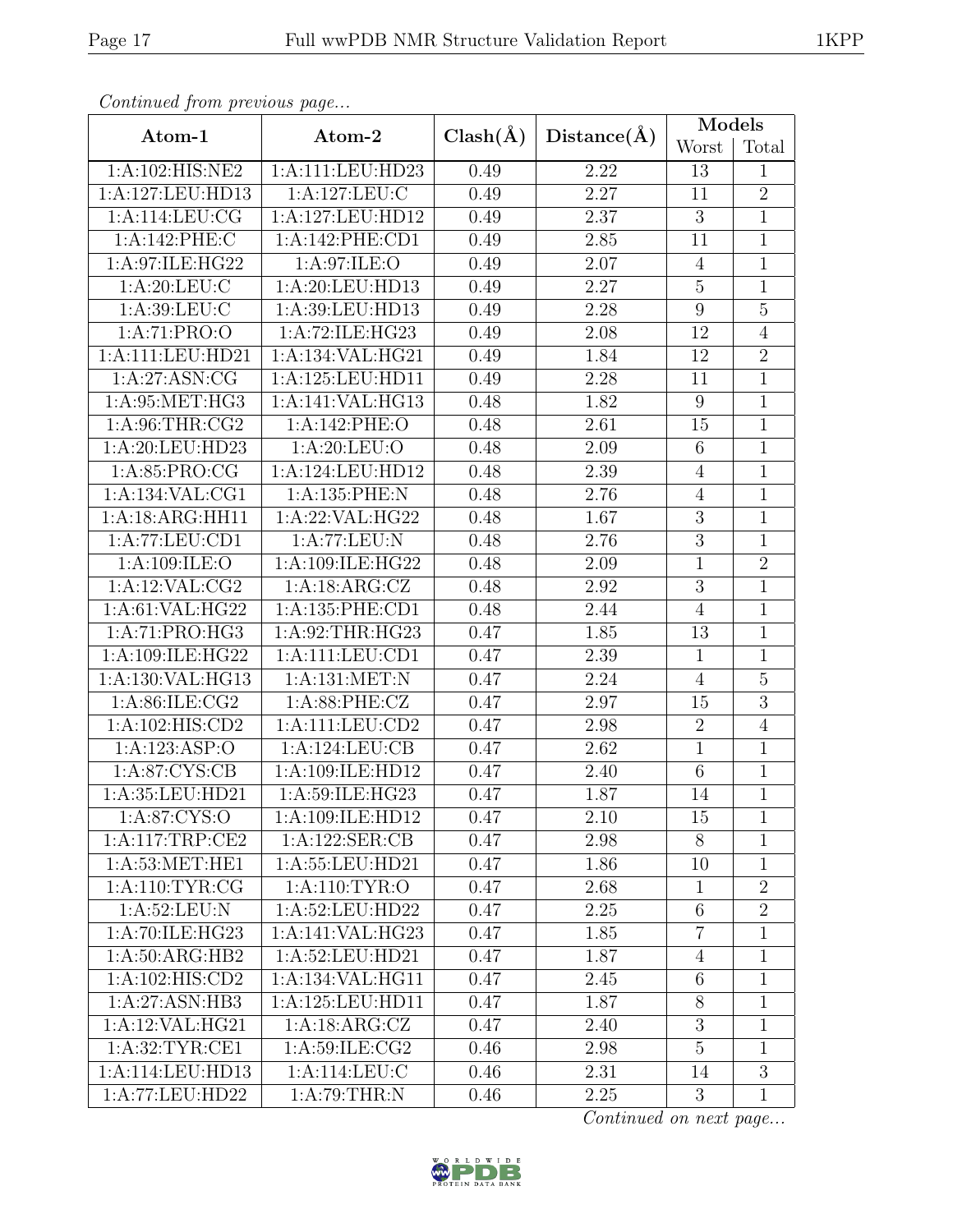*Continued from previous page...*

| Atom-1 | Atom-2 | Clash(Å) | Distance(Å) | Models | |
|---|---|---|---|---|---|
| | | | | Worst | Total |
| 1:A:102:HIS:NE2 | 1:A:111:LEU:HD23 | 0.49 | 2.22 | 13 | 1 |
| 1:A:127:LEU:HD13 | 1:A:127:LEU:C | 0.49 | 2.27 | 11 | 2 |
| 1:A:114:LEU:CG | 1:A:127:LEU:HD12 | 0.49 | 2.37 | 3 | 1 |
| 1:A:142:PHE:C | 1:A:142:PHE:CD1 | 0.49 | 2.85 | 11 | 1 |
| 1:A:97:ILE:HG22 | 1:A:97:ILE:O | 0.49 | 2.07 | 4 | 1 |
| 1:A:20:LEU:C | 1:A:20:LEU:HD13 | 0.49 | 2.27 | 5 | 1 |
| 1:A:39:LEU:C | 1:A:39:LEU:HD13 | 0.49 | 2.28 | 9 | 5 |
| 1:A:71:PRO:O | 1:A:72:ILE:HG23 | 0.49 | 2.08 | 12 | 4 |
| 1:A:111:LEU:HD21 | 1:A:134:VAL:HG21 | 0.49 | 1.84 | 12 | 2 |
| 1:A:27:ASN:CG | 1:A:125:LEU:HD11 | 0.49 | 2.28 | 11 | 1 |
| 1:A:95:MET:HG3 | 1:A:141:VAL:HG13 | 0.48 | 1.82 | 9 | 1 |
| 1:A:96:THR:CG2 | 1:A:142:PHE:O | 0.48 | 2.61 | 15 | 1 |
| 1:A:20:LEU:HD23 | 1:A:20:LEU:O | 0.48 | 2.09 | 6 | 1 |
| 1:A:85:PRO:CG | 1:A:124:LEU:HD12 | 0.48 | 2.39 | 4 | 1 |
| 1:A:134:VAL:CG1 | 1:A:135:PHE:N | 0.48 | 2.76 | 4 | 1 |
| 1:A:18:ARG:HH11 | 1:A:22:VAL:HG22 | 0.48 | 1.67 | 3 | 1 |
| 1:A:77:LEU:CD1 | 1:A:77:LEU:N | 0.48 | 2.76 | 3 | 1 |
| 1:A:109:ILE:O | 1:A:109:ILE:HG22 | 0.48 | 2.09 | 1 | 2 |
| 1:A:12:VAL:CG2 | 1:A:18:ARG:CZ | 0.48 | 2.92 | 3 | 1 |
| 1:A:61:VAL:HG22 | 1:A:135:PHE:CD1 | 0.48 | 2.44 | 4 | 1 |
| 1:A:71:PRO:HG3 | 1:A:92:THR:HG23 | 0.47 | 1.85 | 13 | 1 |
| 1:A:109:ILE:HG22 | 1:A:111:LEU:CD1 | 0.47 | 2.39 | 1 | 1 |
| 1:A:130:VAL:HG13 | 1:A:131:MET:N | 0.47 | 2.24 | 4 | 5 |
| 1:A:86:ILE:CG2 | 1:A:88:PHE:CZ | 0.47 | 2.97 | 15 | 3 |
| 1:A:102:HIS:CD2 | 1:A:111:LEU:CD2 | 0.47 | 2.98 | 2 | 4 |
| 1:A:123:ASP:O | 1:A:124:LEU:CB | 0.47 | 2.62 | 1 | 1 |
| 1:A:87:CYS:CB | 1:A:109:ILE:HD12 | 0.47 | 2.40 | 6 | 1 |
| 1:A:35:LEU:HD21 | 1:A:59:ILE:HG23 | 0.47 | 1.87 | 14 | 1 |
| 1:A:87:CYS:O | 1:A:109:ILE:HD12 | 0.47 | 2.10 | 15 | 1 |
| 1:A:117:TRP:CE2 | 1:A:122:SER:CB | 0.47 | 2.98 | 8 | 1 |
| 1:A:53:MET:HE1 | 1:A:55:LEU:HD21 | 0.47 | 1.86 | 10 | 1 |
| 1:A:110:TYR:CG | 1:A:110:TYR:O | 0.47 | 2.68 | 1 | 2 |
| 1:A:52:LEU:N | 1:A:52:LEU:HD22 | 0.47 | 2.25 | 6 | 2 |
| 1:A:70:ILE:HG23 | 1:A:141:VAL:HG23 | 0.47 | 1.85 | 7 | 1 |
| 1:A:50:ARG:HB2 | 1:A:52:LEU:HD21 | 0.47 | 1.87 | 4 | 1 |
| 1:A:102:HIS:CD2 | 1:A:134:VAL:HG11 | 0.47 | 2.45 | 6 | 1 |
| 1:A:27:ASN:HB3 | 1:A:125:LEU:HD11 | 0.47 | 1.87 | 8 | 1 |
| 1:A:12:VAL:HG21 | 1:A:18:ARG:CZ | 0.47 | 2.40 | 3 | 1 |
| 1:A:32:TYR:CE1 | 1:A:59:ILE:CG2 | 0.46 | 2.98 | 5 | 1 |
| 1:A:114:LEU:HD13 | 1:A:114:LEU:C | 0.46 | 2.31 | 14 | 3 |
| 1:A:77:LEU:HD22 | 1:A:79:THR:N | 0.46 | 2.25 | 3 | 1 |

*Continued on next page...*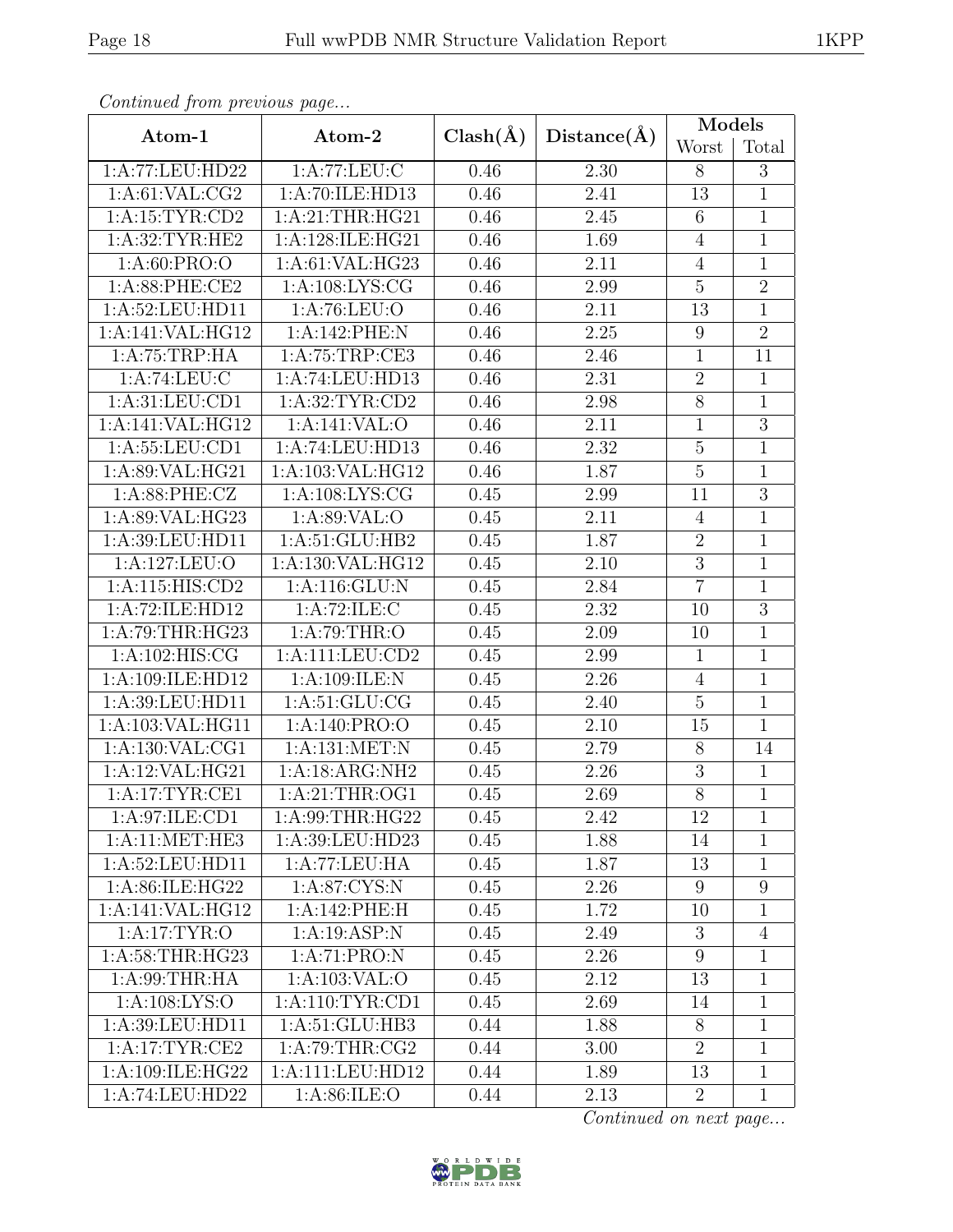*Continued from previous page...*

| Atom-1 | Atom-2 | Clash(Å) | Distance(Å) | Models | |
|---|---|---|---|---|---|
| | | | | Worst | Total |
| 1:A:77:LEU:HD22 | 1:A:77:LEU:C | 0.46 | 2.30 | 8 | 3 |
| 1:A:61:VAL:CG2 | 1:A:70:ILE:HD13 | 0.46 | 2.41 | 13 | 1 |
| 1:A:15:TYR:CD2 | 1:A:21:THR:HG21 | 0.46 | 2.45 | 6 | 1 |
| 1:A:32:TYR:HE2 | 1:A:128:ILE:HG21 | 0.46 | 1.69 | 4 | 1 |
| 1:A:60:PRO:O | 1:A:61:VAL:HG23 | 0.46 | 2.11 | 4 | 1 |
| 1:A:88:PHE:CE2 | 1:A:108:LYS:CG | 0.46 | 2.99 | 5 | 2 |
| 1:A:52:LEU:HD11 | 1:A:76:LEU:O | 0.46 | 2.11 | 13 | 1 |
| 1:A:141:VAL:HG12 | 1:A:142:PHE:N | 0.46 | 2.25 | 9 | 2 |
| 1:A:75:TRP:HA | 1:A:75:TRP:CE3 | 0.46 | 2.46 | 1 | 11 |
| 1:A:74:LEU:C | 1:A:74:LEU:HD13 | 0.46 | 2.31 | 2 | 1 |
| 1:A:31:LEU:CD1 | 1:A:32:TYR:CD2 | 0.46 | 2.98 | 8 | 1 |
| 1:A:141:VAL:HG12 | 1:A:141:VAL:O | 0.46 | 2.11 | 1 | 3 |
| 1:A:55:LEU:CD1 | 1:A:74:LEU:HD13 | 0.46 | 2.32 | 5 | 1 |
| 1:A:89:VAL:HG21 | 1:A:103:VAL:HG12 | 0.46 | 1.87 | 5 | 1 |
| 1:A:88:PHE:CZ | 1:A:108:LYS:CG | 0.45 | 2.99 | 11 | 3 |
| 1:A:89:VAL:HG23 | 1:A:89:VAL:O | 0.45 | 2.11 | 4 | 1 |
| 1:A:39:LEU:HD11 | 1:A:51:GLU:HB2 | 0.45 | 1.87 | 2 | 1 |
| 1:A:127:LEU:O | 1:A:130:VAL:HG12 | 0.45 | 2.10 | 3 | 1 |
| 1:A:115:HIS:CD2 | 1:A:116:GLU:N | 0.45 | 2.84 | 7 | 1 |
| 1:A:72:ILE:HD12 | 1:A:72:ILE:C | 0.45 | 2.32 | 10 | 3 |
| 1:A:79:THR:HG23 | 1:A:79:THR:O | 0.45 | 2.09 | 10 | 1 |
| 1:A:102:HIS:CG | 1:A:111:LEU:CD2 | 0.45 | 2.99 | 1 | 1 |
| 1:A:109:ILE:HD12 | 1:A:109:ILE:N | 0.45 | 2.26 | 4 | 1 |
| 1:A:39:LEU:HD11 | 1:A:51:GLU:CG | 0.45 | 2.40 | 5 | 1 |
| 1:A:103:VAL:HG11 | 1:A:140:PRO:O | 0.45 | 2.10 | 15 | 1 |
| 1:A:130:VAL:CG1 | 1:A:131:MET:N | 0.45 | 2.79 | 8 | 14 |
| 1:A:12:VAL:HG21 | 1:A:18:ARG:NH2 | 0.45 | 2.26 | 3 | 1 |
| 1:A:17:TYR:CE1 | 1:A:21:THR:OG1 | 0.45 | 2.69 | 8 | 1 |
| 1:A:97:ILE:CD1 | 1:A:99:THR:HG22 | 0.45 | 2.42 | 12 | 1 |
| 1:A:11:MET:HE3 | 1:A:39:LEU:HD23 | 0.45 | 1.88 | 14 | 1 |
| 1:A:52:LEU:HD11 | 1:A:77:LEU:HA | 0.45 | 1.87 | 13 | 1 |
| 1:A:86:ILE:HG22 | 1:A:87:CYS:N | 0.45 | 2.26 | 9 | 9 |
| 1:A:141:VAL:HG12 | 1:A:142:PHE:H | 0.45 | 1.72 | 10 | 1 |
| 1:A:17:TYR:O | 1:A:19:ASP:N | 0.45 | 2.49 | 3 | 4 |
| 1:A:58:THR:HG23 | 1:A:71:PRO:N | 0.45 | 2.26 | 9 | 1 |
| 1:A:99:THR:HA | 1:A:103:VAL:O | 0.45 | 2.12 | 13 | 1 |
| 1:A:108:LYS:O | 1:A:110:TYR:CD1 | 0.45 | 2.69 | 14 | 1 |
| 1:A:39:LEU:HD11 | 1:A:51:GLU:HB3 | 0.44 | 1.88 | 8 | 1 |
| 1:A:17:TYR:CE2 | 1:A:79:THR:CG2 | 0.44 | 3.00 | 2 | 1 |
| 1:A:109:ILE:HG22 | 1:A:111:LEU:HD12 | 0.44 | 1.89 | 13 | 1 |
| 1:A:74:LEU:HD22 | 1:A:86:ILE:O | 0.44 | 2.13 | 2 | 1 |

*Continued on next page...*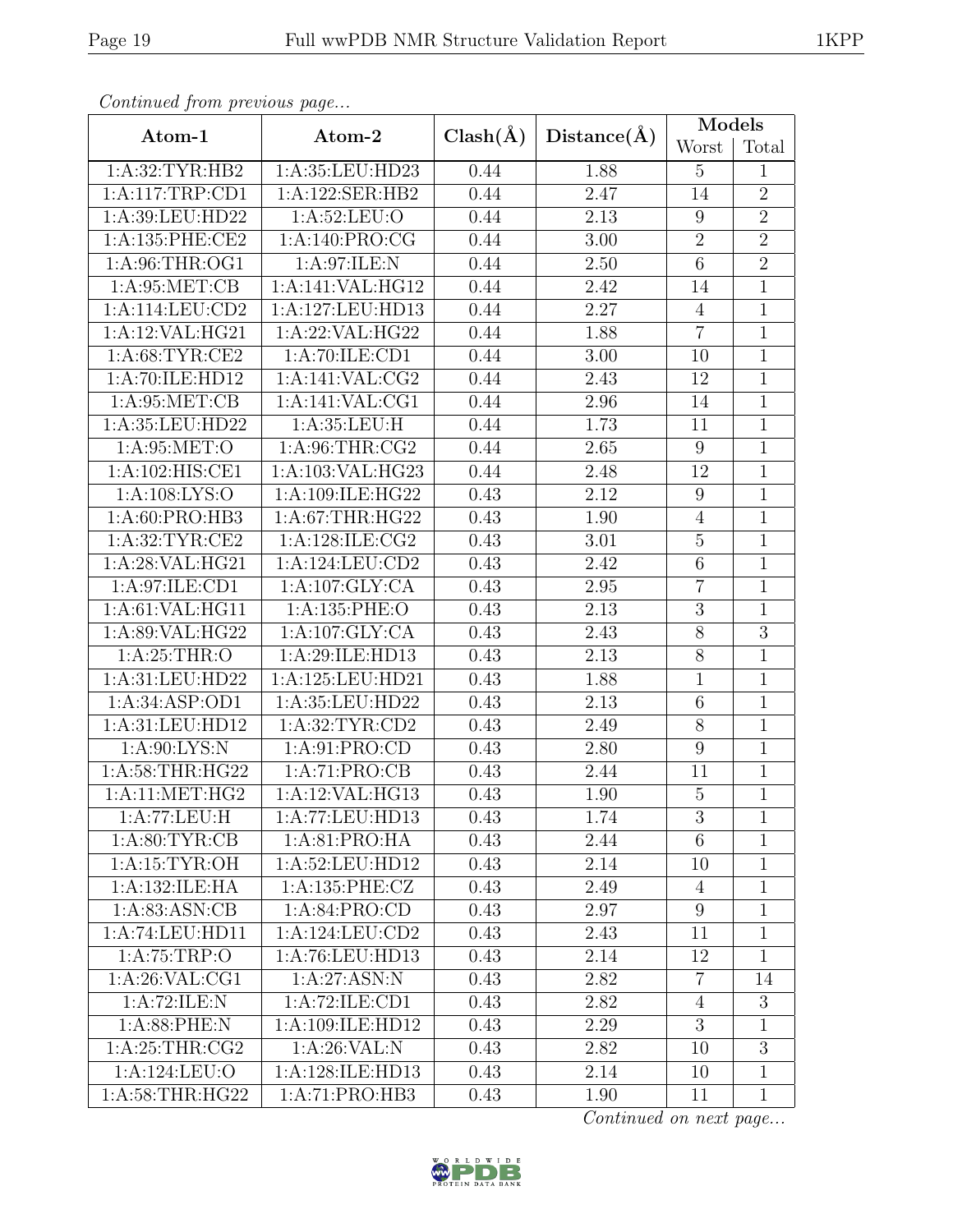*Continued from previous page...*

| Atom-1 | Atom-2 | Clash(Å) | Distance(Å) | Models | |
|---|---|---|---|---|---|
| | | | | Worst | Total |
| 1:A:32:TYR:HB2 | 1:A:35:LEU:HD23 | 0.44 | 1.88 | 5 | 1 |
| 1:A:117:TRP:CD1 | 1:A:122:SER:HB2 | 0.44 | 2.47 | 14 | 2 |
| 1:A:39:LEU:HD22 | 1:A:52:LEU:O | 0.44 | 2.13 | 9 | 2 |
| 1:A:135:PHE:CE2 | 1:A:140:PRO:CG | 0.44 | 3.00 | 2 | 2 |
| 1:A:96:THR:OG1 | 1:A:97:ILE:N | 0.44 | 2.50 | 6 | 2 |
| 1:A:95:MET:CB | 1:A:141:VAL:HG12 | 0.44 | 2.42 | 14 | 1 |
| 1:A:114:LEU:CD2 | 1:A:127:LEU:HD13 | 0.44 | 2.27 | 4 | 1 |
| 1:A:12:VAL:HG21 | 1:A:22:VAL:HG22 | 0.44 | 1.88 | 7 | 1 |
| 1:A:68:TYR:CE2 | 1:A:70:ILE:CD1 | 0.44 | 3.00 | 10 | 1 |
| 1:A:70:ILE:HD12 | 1:A:141:VAL:CG2 | 0.44 | 2.43 | 12 | 1 |
| 1:A:95:MET:CB | 1:A:141:VAL:CG1 | 0.44 | 2.96 | 14 | 1 |
| 1:A:35:LEU:HD22 | 1:A:35:LEU:H | 0.44 | 1.73 | 11 | 1 |
| 1:A:95:MET:O | 1:A:96:THR:CG2 | 0.44 | 2.65 | 9 | 1 |
| 1:A:102:HIS:CE1 | 1:A:103:VAL:HG23 | 0.44 | 2.48 | 12 | 1 |
| 1:A:108:LYS:O | 1:A:109:ILE:HG22 | 0.43 | 2.12 | 9 | 1 |
| 1:A:60:PRO:HB3 | 1:A:67:THR:HG22 | 0.43 | 1.90 | 4 | 1 |
| 1:A:32:TYR:CE2 | 1:A:128:ILE:CG2 | 0.43 | 3.01 | 5 | 1 |
| 1:A:28:VAL:HG21 | 1:A:124:LEU:CD2 | 0.43 | 2.42 | 6 | 1 |
| 1:A:97:ILE:CD1 | 1:A:107:GLY:CA | 0.43 | 2.95 | 7 | 1 |
| 1:A:61:VAL:HG11 | 1:A:135:PHE:O | 0.43 | 2.13 | 3 | 1 |
| 1:A:89:VAL:HG22 | 1:A:107:GLY:CA | 0.43 | 2.43 | 8 | 3 |
| 1:A:25:THR:O | 1:A:29:ILE:HD13 | 0.43 | 2.13 | 8 | 1 |
| 1:A:31:LEU:HD22 | 1:A:125:LEU:HD21 | 0.43 | 1.88 | 1 | 1 |
| 1:A:34:ASP:OD1 | 1:A:35:LEU:HD22 | 0.43 | 2.13 | 6 | 1 |
| 1:A:31:LEU:HD12 | 1:A:32:TYR:CD2 | 0.43 | 2.49 | 8 | 1 |
| 1:A:90:LYS:N | 1:A:91:PRO:CD | 0.43 | 2.80 | 9 | 1 |
| 1:A:58:THR:HG22 | 1:A:71:PRO:CB | 0.43 | 2.44 | 11 | 1 |
| 1:A:11:MET:HG2 | 1:A:12:VAL:HG13 | 0.43 | 1.90 | 5 | 1 |
| 1:A:77:LEU:H | 1:A:77:LEU:HD13 | 0.43 | 1.74 | 3 | 1 |
| 1:A:80:TYR:CB | 1:A:81:PRO:HA | 0.43 | 2.44 | 6 | 1 |
| 1:A:15:TYR:OH | 1:A:52:LEU:HD12 | 0.43 | 2.14 | 10 | 1 |
| 1:A:132:ILE:HA | 1:A:135:PHE:CZ | 0.43 | 2.49 | 4 | 1 |
| 1:A:83:ASN:CB | 1:A:84:PRO:CD | 0.43 | 2.97 | 9 | 1 |
| 1:A:74:LEU:HD11 | 1:A:124:LEU:CD2 | 0.43 | 2.43 | 11 | 1 |
| 1:A:75:TRP:O | 1:A:76:LEU:HD13 | 0.43 | 2.14 | 12 | 1 |
| 1:A:26:VAL:CG1 | 1:A:27:ASN:N | 0.43 | 2.82 | 7 | 14 |
| 1:A:72:ILE:N | 1:A:72:ILE:CD1 | 0.43 | 2.82 | 4 | 3 |
| 1:A:88:PHE:N | 1:A:109:ILE:HD12 | 0.43 | 2.29 | 3 | 1 |
| 1:A:25:THR:CG2 | 1:A:26:VAL:N | 0.43 | 2.82 | 10 | 3 |
| 1:A:124:LEU:O | 1:A:128:ILE:HD13 | 0.43 | 2.14 | 10 | 1 |
| 1:A:58:THR:HG22 | 1:A:71:PRO:HB3 | 0.43 | 1.90 | 11 | 1 |

*Continued on next page...*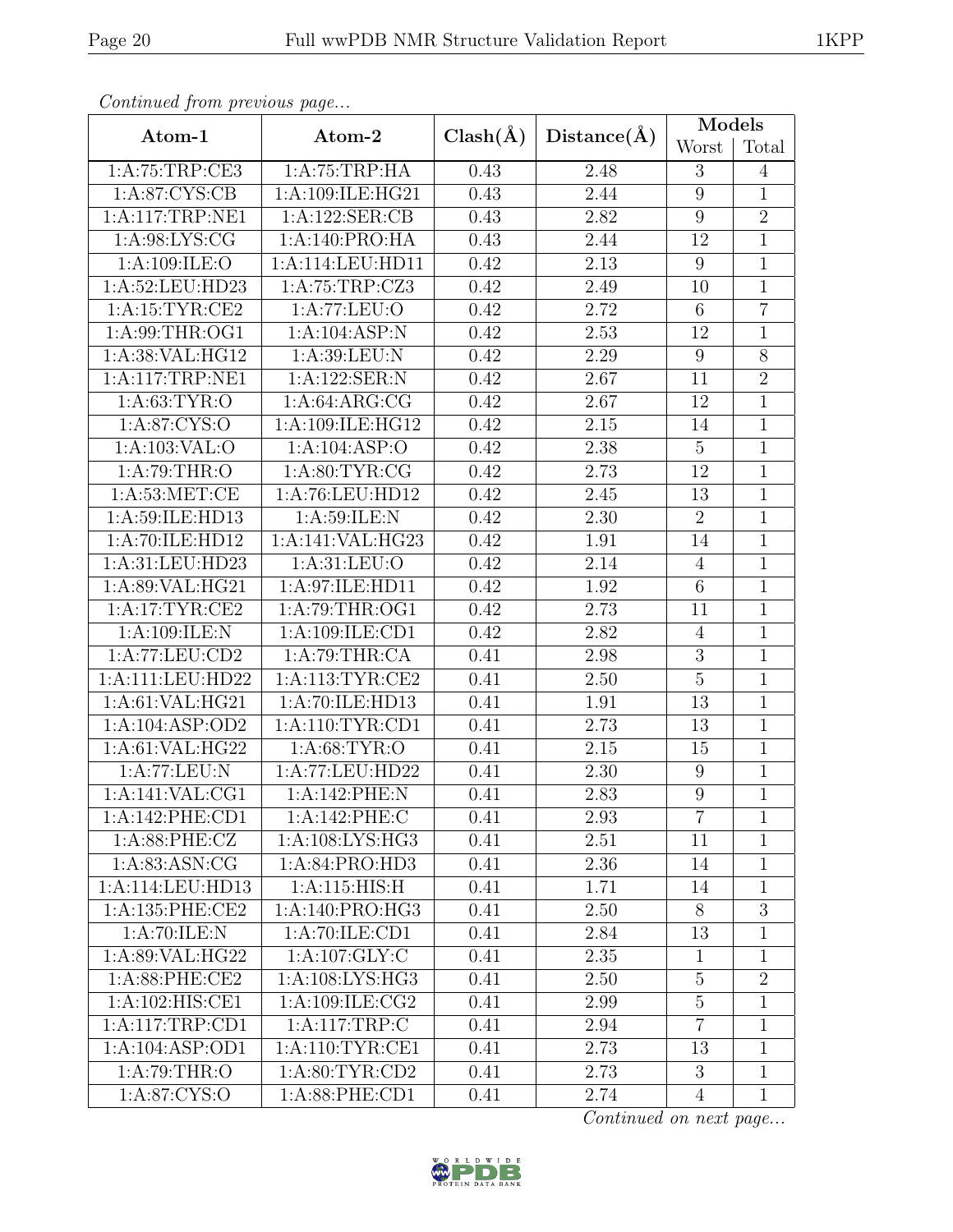*Continued from previous page...*

| Atom-1 | Atom-2 | Clash(Å) | Distance(Å) | Models | |
|---|---|---|---|---|---|
| | | | | Worst | Total |
| 1:A:75:TRP:CE3 | 1:A:75:TRP:HA | 0.43 | 2.48 | 3 | 4 |
| 1:A:87:CYS:CB | 1:A:109:ILE:HG21 | 0.43 | 2.44 | 9 | 1 |
| 1:A:117:TRP:NE1 | 1:A:122:SER:CB | 0.43 | 2.82 | 9 | 2 |
| 1:A:98:LYS:CG | 1:A:140:PRO:HA | 0.43 | 2.44 | 12 | 1 |
| 1:A:109:ILE:O | 1:A:114:LEU:HD11 | 0.42 | 2.13 | 9 | 1 |
| 1:A:52:LEU:HD23 | 1:A:75:TRP:CZ3 | 0.42 | 2.49 | 10 | 1 |
| 1:A:15:TYR:CE2 | 1:A:77:LEU:O | 0.42 | 2.72 | 6 | 7 |
| 1:A:99:THR:OG1 | 1:A:104:ASP:N | 0.42 | 2.53 | 12 | 1 |
| 1:A:38:VAL:HG12 | 1:A:39:LEU:N | 0.42 | 2.29 | 9 | 8 |
| 1:A:117:TRP:NE1 | 1:A:122:SER:N | 0.42 | 2.67 | 11 | 2 |
| 1:A:63:TYR:O | 1:A:64:ARG:CG | 0.42 | 2.67 | 12 | 1 |
| 1:A:87:CYS:O | 1:A:109:ILE:HG12 | 0.42 | 2.15 | 14 | 1 |
| 1:A:103:VAL:O | 1:A:104:ASP:O | 0.42 | 2.38 | 5 | 1 |
| 1:A:79:THR:O | 1:A:80:TYR:CG | 0.42 | 2.73 | 12 | 1 |
| 1:A:53:MET:CE | 1:A:76:LEU:HD12 | 0.42 | 2.45 | 13 | 1 |
| 1:A:59:ILE:HD13 | 1:A:59:ILE:N | 0.42 | 2.30 | 2 | 1 |
| 1:A:70:ILE:HD12 | 1:A:141:VAL:HG23 | 0.42 | 1.91 | 14 | 1 |
| 1:A:31:LEU:HD23 | 1:A:31:LEU:O | 0.42 | 2.14 | 4 | 1 |
| 1:A:89:VAL:HG21 | 1:A:97:ILE:HD11 | 0.42 | 1.92 | 6 | 1 |
| 1:A:17:TYR:CE2 | 1:A:79:THR:OG1 | 0.42 | 2.73 | 11 | 1 |
| 1:A:109:ILE:N | 1:A:109:ILE:CD1 | 0.42 | 2.82 | 4 | 1 |
| 1:A:77:LEU:CD2 | 1:A:79:THR:CA | 0.41 | 2.98 | 3 | 1 |
| 1:A:111:LEU:HD22 | 1:A:113:TYR:CE2 | 0.41 | 2.50 | 5 | 1 |
| 1:A:61:VAL:HG21 | 1:A:70:ILE:HD13 | 0.41 | 1.91 | 13 | 1 |
| 1:A:104:ASP:OD2 | 1:A:110:TYR:CD1 | 0.41 | 2.73 | 13 | 1 |
| 1:A:61:VAL:HG22 | 1:A:68:TYR:O | 0.41 | 2.15 | 15 | 1 |
| 1:A:77:LEU:N | 1:A:77:LEU:HD22 | 0.41 | 2.30 | 9 | 1 |
| 1:A:141:VAL:CG1 | 1:A:142:PHE:N | 0.41 | 2.83 | 9 | 1 |
| 1:A:142:PHE:CD1 | 1:A:142:PHE:C | 0.41 | 2.93 | 7 | 1 |
| 1:A:88:PHE:CZ | 1:A:108:LYS:HG3 | 0.41 | 2.51 | 11 | 1 |
| 1:A:83:ASN:CG | 1:A:84:PRO:HD3 | 0.41 | 2.36 | 14 | 1 |
| 1:A:114:LEU:HD13 | 1:A:115:HIS:H | 0.41 | 1.71 | 14 | 1 |
| 1:A:135:PHE:CE2 | 1:A:140:PRO:HG3 | 0.41 | 2.50 | 8 | 3 |
| 1:A:70:ILE:N | 1:A:70:ILE:CD1 | 0.41 | 2.84 | 13 | 1 |
| 1:A:89:VAL:HG22 | 1:A:107:GLY:C | 0.41 | 2.35 | 1 | 1 |
| 1:A:88:PHE:CE2 | 1:A:108:LYS:HG3 | 0.41 | 2.50 | 5 | 2 |
| 1:A:102:HIS:CE1 | 1:A:109:ILE:CG2 | 0.41 | 2.99 | 5 | 1 |
| 1:A:117:TRP:CD1 | 1:A:117:TRP:C | 0.41 | 2.94 | 7 | 1 |
| 1:A:104:ASP:OD1 | 1:A:110:TYR:CE1 | 0.41 | 2.73 | 13 | 1 |
| 1:A:79:THR:O | 1:A:80:TYR:CD2 | 0.41 | 2.73 | 3 | 1 |
| 1:A:87:CYS:O | 1:A:88:PHE:CD1 | 0.41 | 2.74 | 4 | 1 |

*Continued on next page...*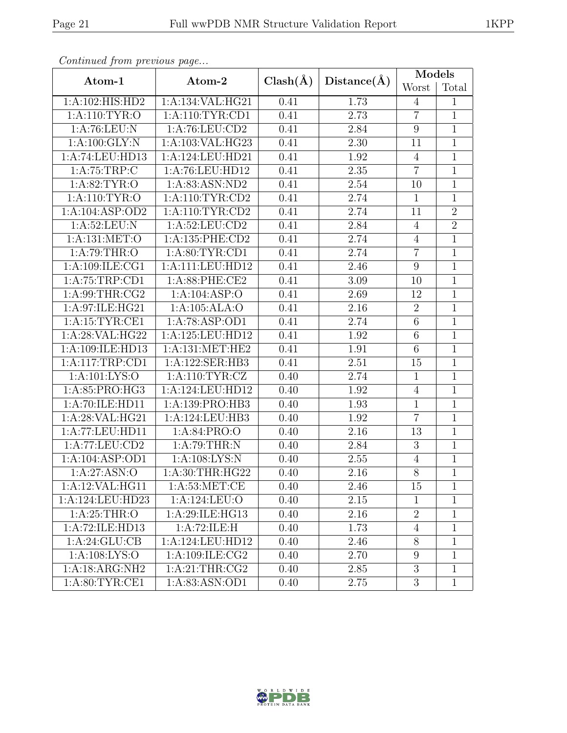*Continued from previous page...*

| Atom-1 | Atom-2 | Clash(Å) | Distance(Å) | Models | |
|---|---|---|---|---|---|
| | | | | Worst | Total |
| 1:A:102:HIS:HD2 | 1:A:134:VAL:HG21 | 0.41 | 1.73 | 4 | 1 |
| 1:A:110:TYR:O | 1:A:110:TYR:CD1 | 0.41 | 2.73 | 7 | 1 |
| 1:A:76:LEU:N | 1:A:76:LEU:CD2 | 0.41 | 2.84 | 9 | 1 |
| 1:A:100:GLY:N | 1:A:103:VAL:HG23 | 0.41 | 2.30 | 11 | 1 |
| 1:A:74:LEU:HD13 | 1:A:124:LEU:HD21 | 0.41 | 1.92 | 4 | 1 |
| 1:A:75:TRP:C | 1:A:76:LEU:HD12 | 0.41 | 2.35 | 7 | 1 |
| 1:A:82:TYR:O | 1:A:83:ASN:ND2 | 0.41 | 2.54 | 10 | 1 |
| 1:A:110:TYR:O | 1:A:110:TYR:CD2 | 0.41 | 2.74 | 1 | 1 |
| 1:A:104:ASP:OD2 | 1:A:110:TYR:CD2 | 0.41 | 2.74 | 11 | 2 |
| 1:A:52:LEU:N | 1:A:52:LEU:CD2 | 0.41 | 2.84 | 4 | 2 |
| 1:A:131:MET:O | 1:A:135:PHE:CD2 | 0.41 | 2.74 | 4 | 1 |
| 1:A:79:THR:O | 1:A:80:TYR:CD1 | 0.41 | 2.74 | 7 | 1 |
| 1:A:109:ILE:CG1 | 1:A:111:LEU:HD12 | 0.41 | 2.46 | 9 | 1 |
| 1:A:75:TRP:CD1 | 1:A:88:PHE:CE2 | 0.41 | 3.09 | 10 | 1 |
| 1:A:99:THR:CG2 | 1:A:104:ASP:O | 0.41 | 2.69 | 12 | 1 |
| 1:A:97:ILE:HG21 | 1:A:105:ALA:O | 0.41 | 2.16 | 2 | 1 |
| 1:A:15:TYR:CE1 | 1:A:78:ASP:OD1 | 0.41 | 2.74 | 6 | 1 |
| 1:A:28:VAL:HG22 | 1:A:125:LEU:HD12 | 0.41 | 1.92 | 6 | 1 |
| 1:A:109:ILE:HD13 | 1:A:131:MET:HE2 | 0.41 | 1.91 | 6 | 1 |
| 1:A:117:TRP:CD1 | 1:A:122:SER:HB3 | 0.41 | 2.51 | 15 | 1 |
| 1:A:101:LYS:O | 1:A:110:TYR:CZ | 0.40 | 2.74 | 1 | 1 |
| 1:A:85:PRO:HG3 | 1:A:124:LEU:HD12 | 0.40 | 1.92 | 4 | 1 |
| 1:A:70:ILE:HD11 | 1:A:139:PRO:HB3 | 0.40 | 1.93 | 1 | 1 |
| 1:A:28:VAL:HG21 | 1:A:124:LEU:HB3 | 0.40 | 1.92 | 7 | 1 |
| 1:A:77:LEU:HD11 | 1:A:84:PRO:O | 0.40 | 2.16 | 13 | 1 |
| 1:A:77:LEU:CD2 | 1:A:79:THR:N | 0.40 | 2.84 | 3 | 1 |
| 1:A:104:ASP:OD1 | 1:A:108:LYS:N | 0.40 | 2.55 | 4 | 1 |
| 1:A:27:ASN:O | 1:A:30:THR:HG22 | 0.40 | 2.16 | 8 | 1 |
| 1:A:12:VAL:HG11 | 1:A:53:MET:CE | 0.40 | 2.46 | 15 | 1 |
| 1:A:124:LEU:HD23 | 1:A:124:LEU:O | 0.40 | 2.15 | 1 | 1 |
| 1:A:25:THR:O | 1:A:29:ILE:HG13 | 0.40 | 2.16 | 2 | 1 |
| 1:A:72:ILE:HD13 | 1:A:72:ILE:H | 0.40 | 1.73 | 4 | 1 |
| 1:A:24:GLU:CB | 1:A:124:LEU:HD12 | 0.40 | 2.46 | 8 | 1 |
| 1:A:108:LYS:O | 1:A:109:ILE:CG2 | 0.40 | 2.70 | 9 | 1 |
| 1:A:18:ARG:NH2 | 1:A:21:THR:CG2 | 0.40 | 2.85 | 3 | 1 |
| 1:A:80:TYR:CE1 | 1:A:83:ASN:OD1 | 0.40 | 2.75 | 3 | 1 |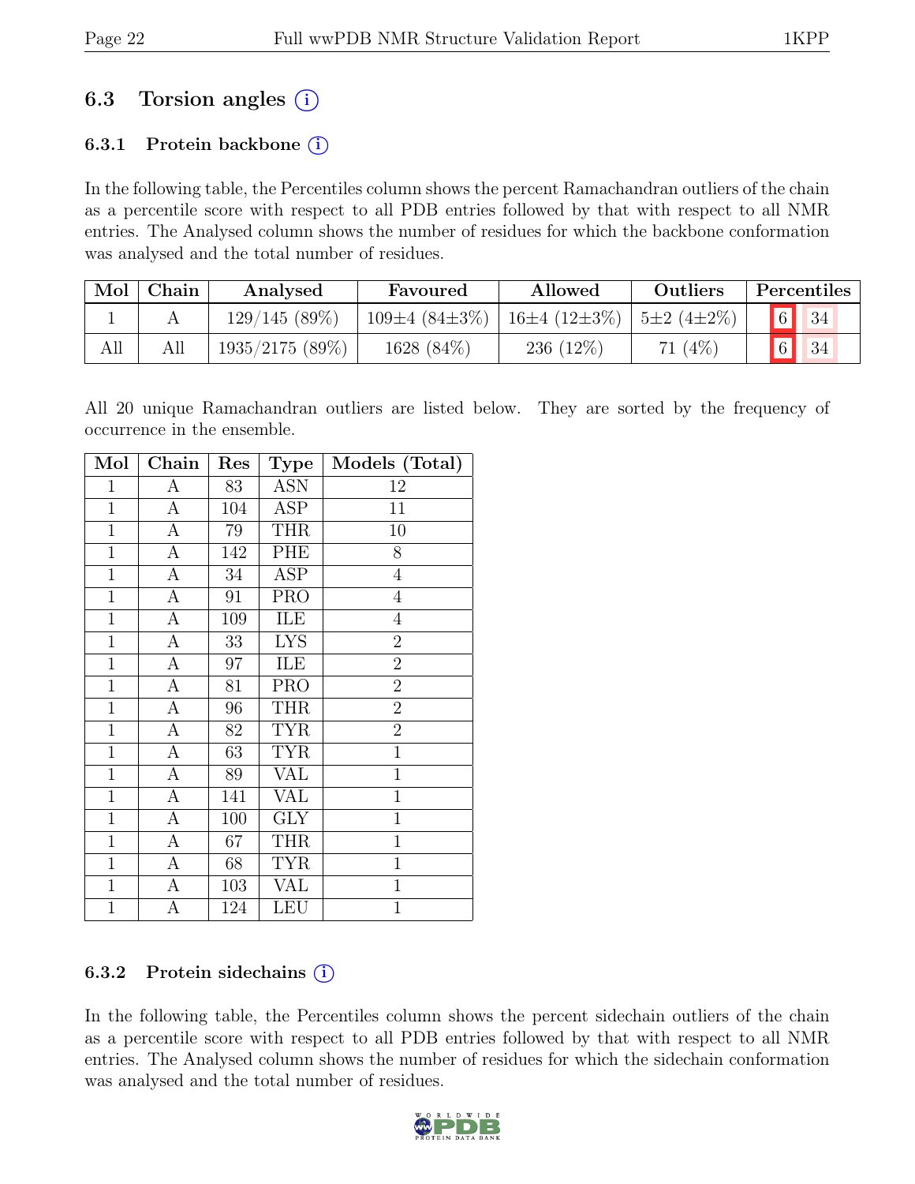## 6.3 Torsion angles (i)

### 6.3.1 Protein backbone (i)

In the following table, the Percentiles column shows the percent Ramachandran outliers of the chain as a percentile score with respect to all PDB entries followed by that with respect to all NMR entries. The Analysed column shows the number of residues for which the backbone conformation was analysed and the total number of residues.

| Mol | Chain | Analysed | Favoured | Allowed | Outliers | Percentiles | |
|---|---|---|---|---|---|---|---|
| 1 | A | 129/145 (89%) | 109±4 (84±3%) | 16±4 (12±3%) | 5±2 (4±2%) | 6 | 34 |
| All | All | 1935/2175 (89%) | 1628 (84%) | 236 (12%) | 71 (4%) | 6 | 34 |

All 20 unique Ramachandran outliers are listed below. They are sorted by the frequency of occurrence in the ensemble.

| Mol | Chain | Res | Type | Models (Total) |
|---|---|---|---|---|
| 1 | A | 83 | ASN | 12 |
| 1 | A | 104 | ASP | 11 |
| 1 | A | 79 | THR | 10 |
| 1 | A | 142 | PHE | 8 |
| 1 | A | 34 | ASP | 4 |
| 1 | A | 91 | PRO | 4 |
| 1 | A | 109 | ILE | 4 |
| 1 | A | 33 | LYS | 2 |
| 1 | A | 97 | ILE | 2 |
| 1 | A | 81 | PRO | 2 |
| 1 | A | 96 | THR | 2 |
| 1 | A | 82 | TYR | 2 |
| 1 | A | 63 | TYR | 1 |
| 1 | A | 89 | VAL | 1 |
| 1 | A | 141 | VAL | 1 |
| 1 | A | 100 | GLY | 1 |
| 1 | A | 67 | THR | 1 |
| 1 | A | 68 | TYR | 1 |
| 1 | A | 103 | VAL | 1 |
| 1 | A | 124 | LEU | 1 |

### 6.3.2 Protein sidechains (i)

In the following table, the Percentiles column shows the percent sidechain outliers of the chain as a percentile score with respect to all PDB entries followed by that with respect to all NMR entries. The Analysed column shows the number of residues for which the sidechain conformation was analysed and the total number of residues.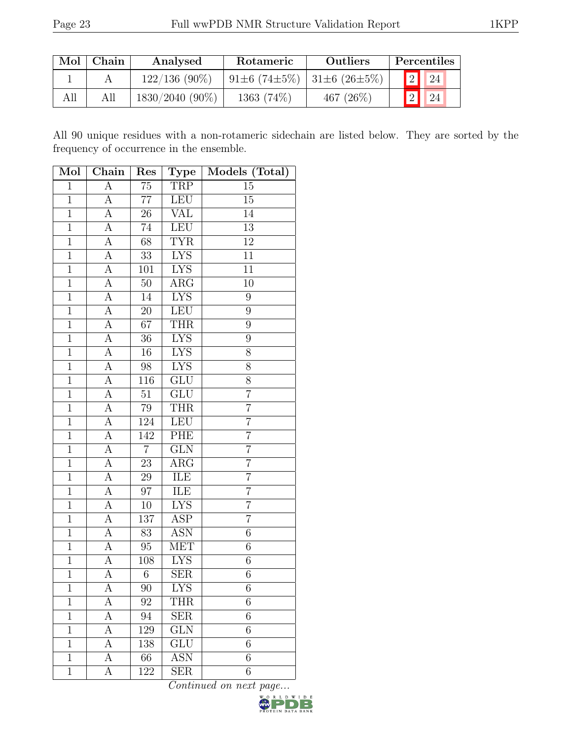| Mol | Chain | Analysed | Rotameric | Outliers | Percentiles | |
|---|---|---|---|---|---|---|
| 1 | A | 122/136 (90%) | 91±6 (74±5%) | 31±6 (26±5%) | 2 | 24 |
| All | All | 1830/2040 (90%) | 1363 (74%) | 467 (26%) | 2 | 24 |

All 90 unique residues with a non-rotameric sidechain are listed below. They are sorted by the frequency of occurrence in the ensemble.

| Mol | Chain | Res | Type | Models (Total) |
|---|---|---|---|---|
| 1 | A | 75 | TRP | 15 |
| 1 | A | 77 | LEU | 15 |
| 1 | A | 26 | VAL | 14 |
| 1 | A | 74 | LEU | 13 |
| 1 | A | 68 | TYR | 12 |
| 1 | A | 33 | LYS | 11 |
| 1 | A | 101 | LYS | 11 |
| 1 | A | 50 | ARG | 10 |
| 1 | A | 14 | LYS | 9 |
| 1 | A | 20 | LEU | 9 |
| 1 | A | 67 | THR | 9 |
| 1 | A | 36 | LYS | 9 |
| 1 | A | 16 | LYS | 8 |
| 1 | A | 98 | LYS | 8 |
| 1 | A | 116 | GLU | 8 |
| 1 | A | 51 | GLU | 7 |
| 1 | A | 79 | THR | 7 |
| 1 | A | 124 | LEU | 7 |
| 1 | A | 142 | PHE | 7 |
| 1 | A | 7 | GLN | 7 |
| 1 | A | 23 | ARG | 7 |
| 1 | A | 29 | ILE | 7 |
| 1 | A | 97 | ILE | 7 |
| 1 | A | 10 | LYS | 7 |
| 1 | A | 137 | ASP | 7 |
| 1 | A | 83 | ASN | 6 |
| 1 | A | 95 | MET | 6 |
| 1 | A | 108 | LYS | 6 |
| 1 | A | 6 | SER | 6 |
| 1 | A | 90 | LYS | 6 |
| 1 | A | 92 | THR | 6 |
| 1 | A | 94 | SER | 6 |
| 1 | A | 129 | GLN | 6 |
| 1 | A | 138 | GLU | 6 |
| 1 | A | 66 | ASN | 6 |
| 1 | A | 122 | SER | 6 |

*Continued on next page...*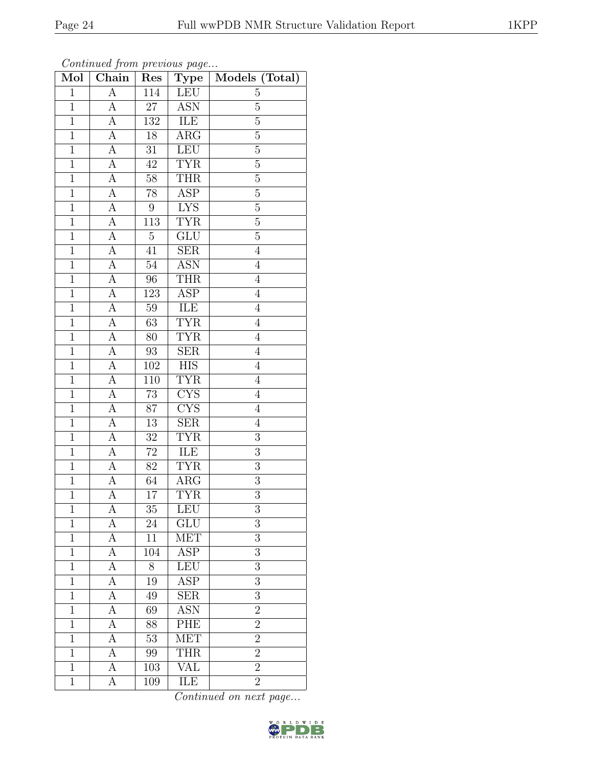*Continued from previous page...*

| Mol | Chain | Res | Type | Models (Total) |
| --- | --- | --- | --- | --- |
| 1 | A | 114 | LEU | 5 |
| 1 | A | 27 | ASN | 5 |
| 1 | A | 132 | ILE | 5 |
| 1 | A | 18 | ARG | 5 |
| 1 | A | 31 | LEU | 5 |
| 1 | A | 42 | TYR | 5 |
| 1 | A | 58 | THR | 5 |
| 1 | A | 78 | ASP | 5 |
| 1 | A | 9 | LYS | 5 |
| 1 | A | 113 | TYR | 5 |
| 1 | A | 5 | GLU | 5 |
| 1 | A | 41 | SER | 4 |
| 1 | A | 54 | ASN | 4 |
| 1 | A | 96 | THR | 4 |
| 1 | A | 123 | ASP | 4 |
| 1 | A | 59 | ILE | 4 |
| 1 | A | 63 | TYR | 4 |
| 1 | A | 80 | TYR | 4 |
| 1 | A | 93 | SER | 4 |
| 1 | A | 102 | HIS | 4 |
| 1 | A | 110 | TYR | 4 |
| 1 | A | 73 | CYS | 4 |
| 1 | A | 87 | CYS | 4 |
| 1 | A | 13 | SER | 4 |
| 1 | A | 32 | TYR | 3 |
| 1 | A | 72 | ILE | 3 |
| 1 | A | 82 | TYR | 3 |
| 1 | A | 64 | ARG | 3 |
| 1 | A | 17 | TYR | 3 |
| 1 | A | 35 | LEU | 3 |
| 1 | A | 24 | GLU | 3 |
| 1 | A | 11 | MET | 3 |
| 1 | A | 104 | ASP | 3 |
| 1 | A | 8 | LEU | 3 |
| 1 | A | 19 | ASP | 3 |
| 1 | A | 49 | SER | 3 |
| 1 | A | 69 | ASN | 2 |
| 1 | A | 88 | PHE | 2 |
| 1 | A | 53 | MET | 2 |
| 1 | A | 99 | THR | 2 |
| 1 | A | 103 | VAL | 2 |
| 1 | A | 109 | ILE | 2 |

*Continued on next page...*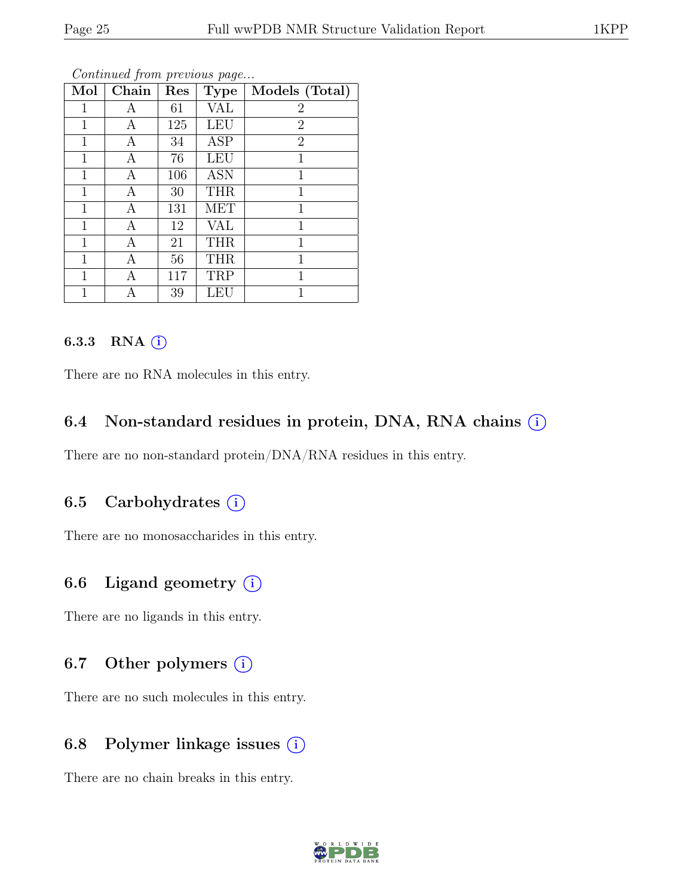*Continued from previous page...*

| Mol | Chain | Res | Type | Models (Total) |
|---|---|---|---|---|
| 1 | A | 61 | VAL | 2 |
| 1 | A | 125 | LEU | 2 |
| 1 | A | 34 | ASP | 2 |
| 1 | A | 76 | LEU | 1 |
| 1 | A | 106 | ASN | 1 |
| 1 | A | 30 | THR | 1 |
| 1 | A | 131 | MET | 1 |
| 1 | A | 12 | VAL | 1 |
| 1 | A | 21 | THR | 1 |
| 1 | A | 56 | THR | 1 |
| 1 | A | 117 | TRP | 1 |
| 1 | A | 39 | LEU | 1 |

#### 6.3.3 RNA (i)

There are no RNA molecules in this entry.

### 6.4 Non-standard residues in protein, DNA, RNA chains (i)

There are no non-standard protein/DNA/RNA residues in this entry.

### 6.5 Carbohydrates (i)

There are no monosaccharides in this entry.

### 6.6 Ligand geometry (i)

There are no ligands in this entry.

### 6.7 Other polymers (i)

There are no such molecules in this entry.

### 6.8 Polymer linkage issues (i)

There are no chain breaks in this entry.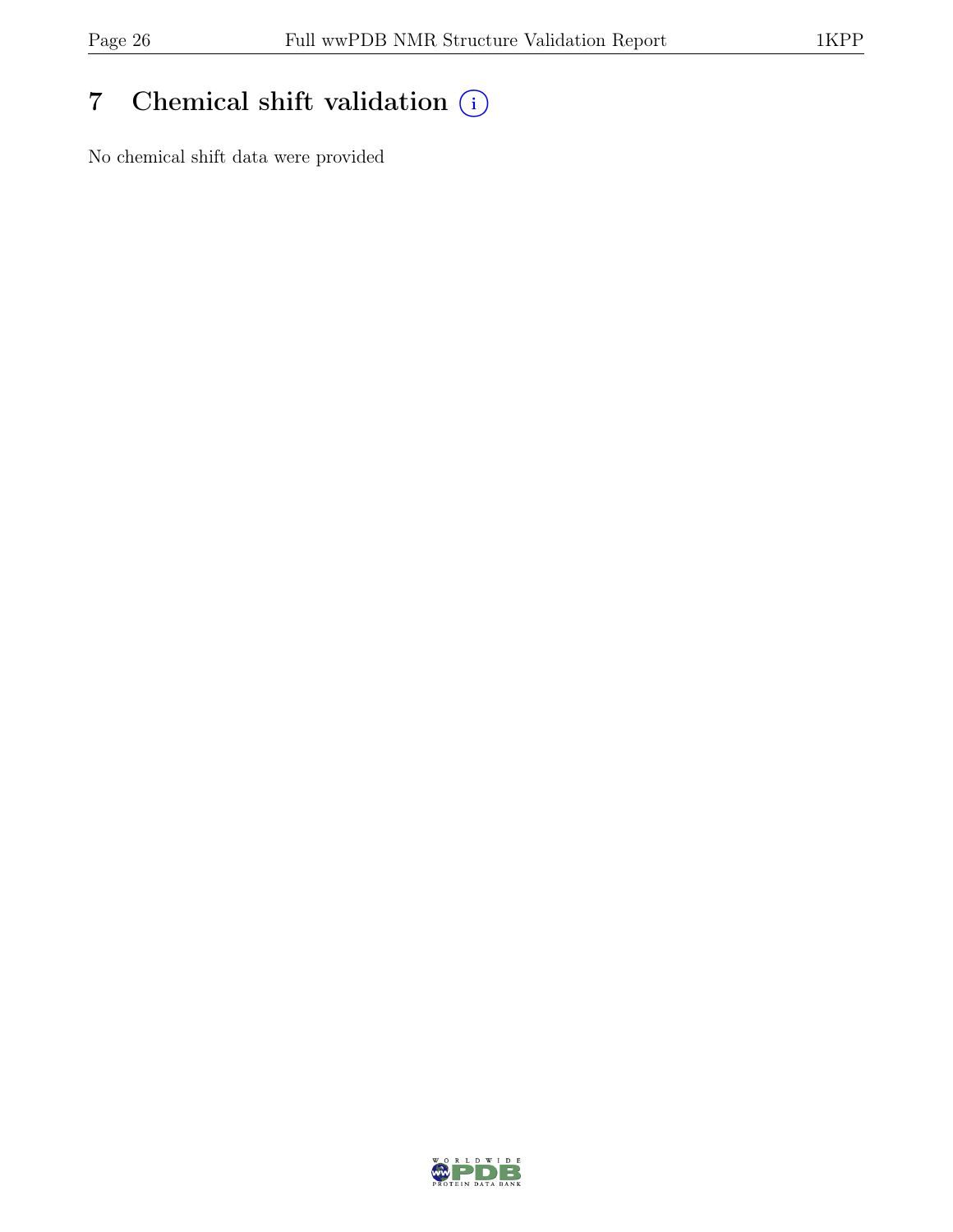# 7 Chemical shift validation

No chemical shift data were provided